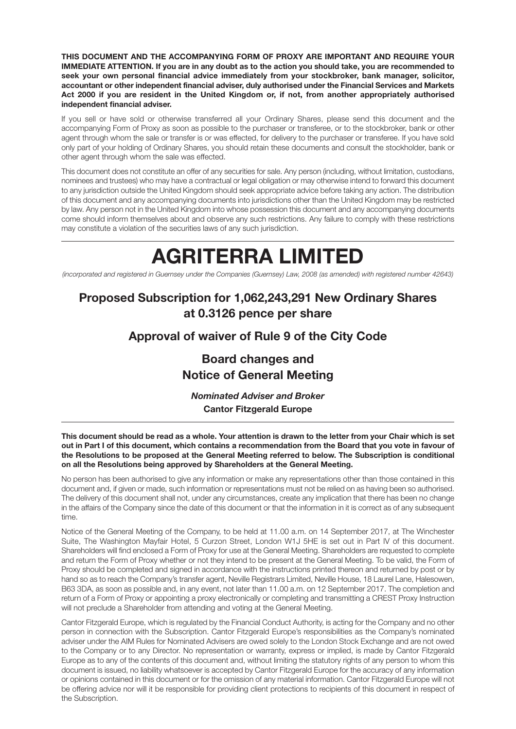**THIS DOCUMENT AND THE ACCOMPANYING FORM OF PROXY ARE IMPORTANT AND REQUIRE YOUR IMMEDIATE ATTENTION. If you are in any doubt as to the action you should take, you are recommended to seek your own personal financial advice immediately from your stockbroker, bank manager, solicitor, accountant or other independent financial adviser, duly authorised under the Financial Services and Markets Act 2000 if you are resident in the United Kingdom or, if not, from another appropriately authorised independent financial adviser.**

If you sell or have sold or otherwise transferred all your Ordinary Shares, please send this document and the accompanying Form of Proxy as soon as possible to the purchaser or transferee, or to the stockbroker, bank or other agent through whom the sale or transfer is or was effected, for delivery to the purchaser or transferee. If you have sold only part of your holding of Ordinary Shares, you should retain these documents and consult the stockholder, bank or other agent through whom the sale was effected.

This document does not constitute an offer of any securities for sale. Any person (including, without limitation, custodians, nominees and trustees) who may have a contractual or legal obligation or may otherwise intend to forward this document to any jurisdiction outside the United Kingdom should seek appropriate advice before taking any action. The distribution of this document and any accompanying documents into jurisdictions other than the United Kingdom may be restricted by law. Any person not in the United Kingdom into whose possession this document and any accompanying documents come should inform themselves about and observe any such restrictions. Any failure to comply with these restrictions may constitute a violation of the securities laws of any such jurisdiction.

---

# AGRITERRA LIMITED

*(incorporated and registered in Guernsey under the Companies (Guernsey) Law, 2008 (as amended) with registered number 42643)*

## Proposed Subscription for 1,062,243,291 New Ordinary Shares at 0.3126 pence per share

## Approval of waiver of Rule 9 of the City Code

## Board changes and Notice of General Meeting

***Nominated Adviser and Broker***

**Cantor Fitzgerald Europe**

---

**This document should be read as a whole. Your attention is drawn to the letter from your Chair which is set out in Part I of this document, which contains a recommendation from the Board that you vote in favour of the Resolutions to be proposed at the General Meeting referred to below. The Subscription is conditional on all the Resolutions being approved by Shareholders at the General Meeting.**

No person has been authorised to give any information or make any representations other than those contained in this document and, if given or made, such information or representations must not be relied on as having been so authorised. The delivery of this document shall not, under any circumstances, create any implication that there has been no change in the affairs of the Company since the date of this document or that the information in it is correct as of any subsequent time.

Notice of the General Meeting of the Company, to be held at 11.00 a.m. on 14 September 2017, at The Winchester Suite, The Washington Mayfair Hotel, 5 Curzon Street, London W1J 5HE is set out in Part IV of this document. Shareholders will find enclosed a Form of Proxy for use at the General Meeting. Shareholders are requested to complete and return the Form of Proxy whether or not they intend to be present at the General Meeting. To be valid, the Form of Proxy should be completed and signed in accordance with the instructions printed thereon and returned by post or by hand so as to reach the Company's transfer agent, Neville Registrars Limited, Neville House, 18 Laurel Lane, Halesowen, B63 3DA, as soon as possible and, in any event, not later than 11.00 a.m. on 12 September 2017. The completion and return of a Form of Proxy or appointing a proxy electronically or completing and transmitting a CREST Proxy Instruction will not preclude a Shareholder from attending and voting at the General Meeting.

Cantor Fitzgerald Europe, which is regulated by the Financial Conduct Authority, is acting for the Company and no other person in connection with the Subscription. Cantor Fitzgerald Europe's responsibilities as the Company's nominated adviser under the AIM Rules for Nominated Advisers are owed solely to the London Stock Exchange and are not owed to the Company or to any Director. No representation or warranty, express or implied, is made by Cantor Fitzgerald Europe as to any of the contents of this document and, without limiting the statutory rights of any person to whom this document is issued, no liability whatsoever is accepted by Cantor Fitzgerald Europe for the accuracy of any information or opinions contained in this document or for the omission of any material information. Cantor Fitzgerald Europe will not be offering advice nor will it be responsible for providing client protections to recipients of this document in respect of the Subscription.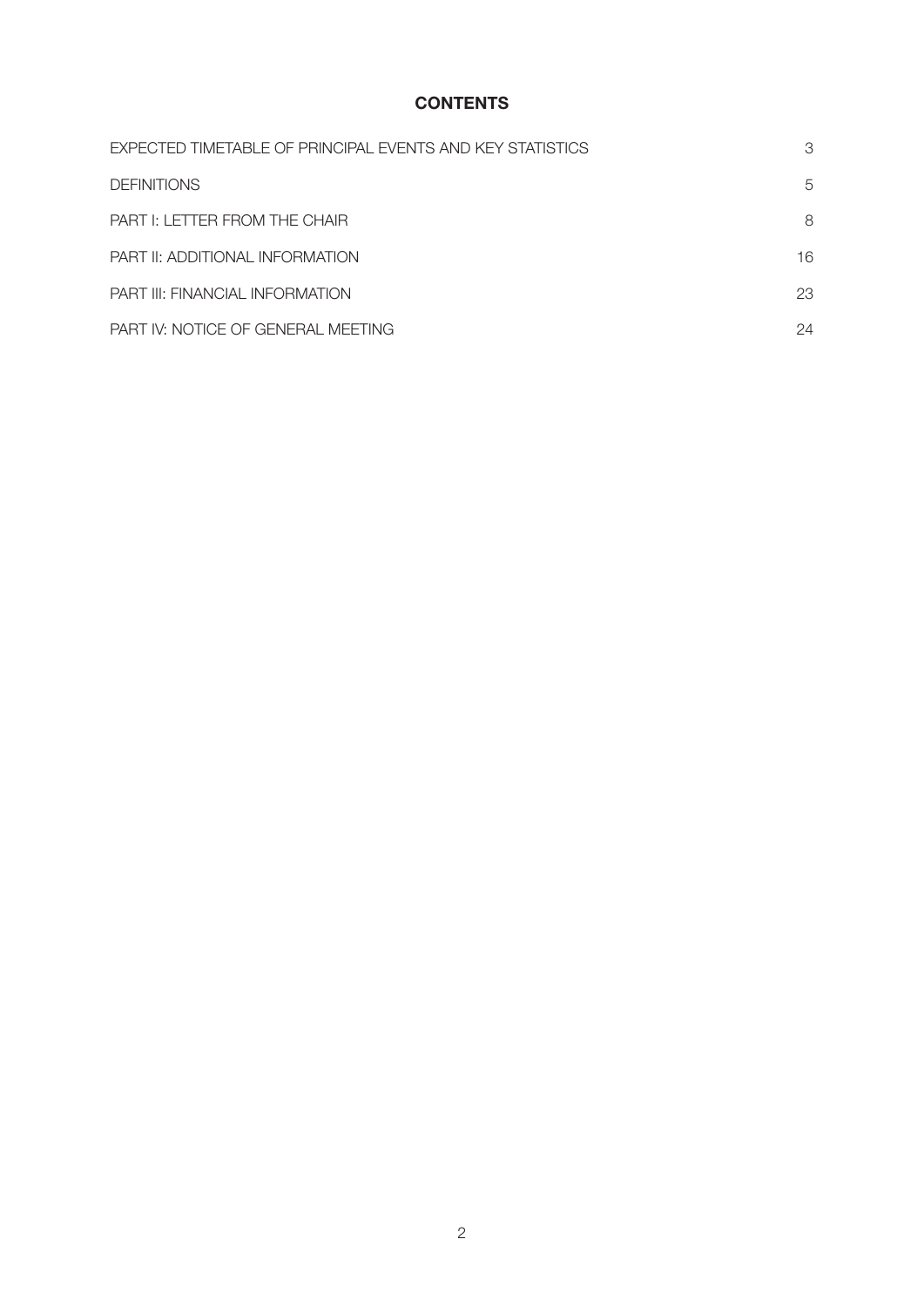# CONTENTS

| | |
|---|---|
| EXPECTED TIMETABLE OF PRINCIPAL EVENTS AND KEY STATISTICS | 3 |
| DEFINITIONS | 5 |
| PART I: LETTER FROM THE CHAIR | 8 |
| PART II: ADDITIONAL INFORMATION | 16 |
| PART III: FINANCIAL INFORMATION | 23 |
| PART IV: NOTICE OF GENERAL MEETING | 24 |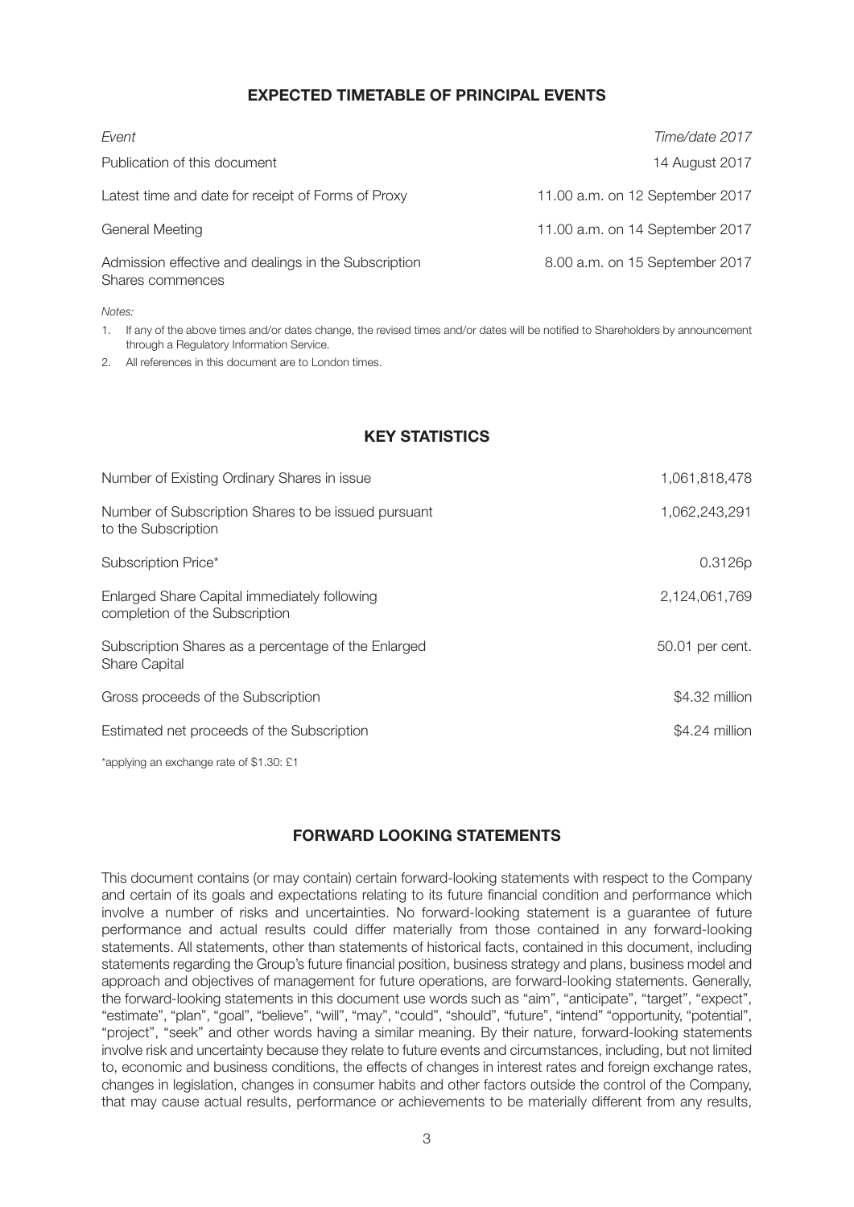## EXPECTED TIMETABLE OF PRINCIPAL EVENTS

| *Event* | *Time/date 2017* |
|---|---|
| Publication of this document | 14 August 2017 |
| Latest time and date for receipt of Forms of Proxy | 11.00 a.m. on 12 September 2017 |
| General Meeting | 11.00 a.m. on 14 September 2017 |
| Admission effective and dealings in the Subscription Shares commences | 8.00 a.m. on 15 September 2017 |

*Notes:*

1. If any of the above times and/or dates change, the revised times and/or dates will be notified to Shareholders by announcement through a Regulatory Information Service.
2. All references in this document are to London times.

## KEY STATISTICS

| | |
|---|---|
| Number of Existing Ordinary Shares in issue | 1,061,818,478 |
| Number of Subscription Shares to be issued pursuant to the Subscription | 1,062,243,291 |
| Subscription Price* | 0.3126p |
| Enlarged Share Capital immediately following completion of the Subscription | 2,124,061,769 |
| Subscription Shares as a percentage of the Enlarged Share Capital | 50.01 per cent. |
| Gross proceeds of the Subscription | $4.32 million |
| Estimated net proceeds of the Subscription | $4.24 million |

*applying an exchange rate of $1.30: £1

## FORWARD LOOKING STATEMENTS

This document contains (or may contain) certain forward-looking statements with respect to the Company and certain of its goals and expectations relating to its future financial condition and performance which involve a number of risks and uncertainties. No forward-looking statement is a guarantee of future performance and actual results could differ materially from those contained in any forward-looking statements. All statements, other than statements of historical facts, contained in this document, including statements regarding the Group's future financial position, business strategy and plans, business model and approach and objectives of management for future operations, are forward-looking statements. Generally, the forward-looking statements in this document use words such as "aim", "anticipate", "target", "expect", "estimate", "plan", "goal", "believe", "will", "may", "could", "should", "future", "intend" "opportunity, "potential", "project", "seek" and other words having a similar meaning. By their nature, forward-looking statements involve risk and uncertainty because they relate to future events and circumstances, including, but not limited to, economic and business conditions, the effects of changes in interest rates and foreign exchange rates, changes in legislation, changes in consumer habits and other factors outside the control of the Company, that may cause actual results, performance or achievements to be materially different from any results,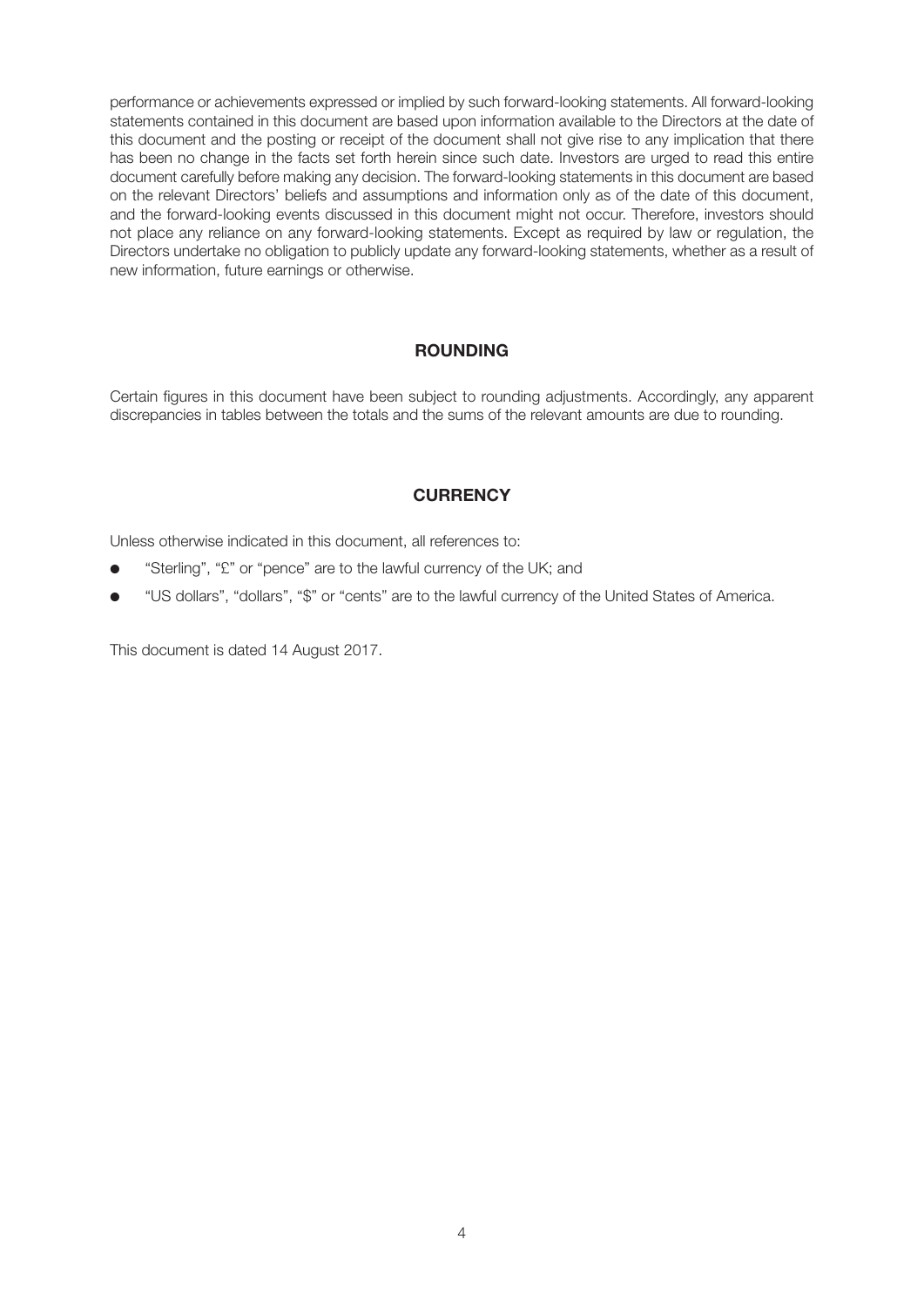performance or achievements expressed or implied by such forward-looking statements. All forward-looking statements contained in this document are based upon information available to the Directors at the date of this document and the posting or receipt of the document shall not give rise to any implication that there has been no change in the facts set forth herein since such date. Investors are urged to read this entire document carefully before making any decision. The forward-looking statements in this document are based on the relevant Directors' beliefs and assumptions and information only as of the date of this document, and the forward-looking events discussed in this document might not occur. Therefore, investors should not place any reliance on any forward-looking statements. Except as required by law or regulation, the Directors undertake no obligation to publicly update any forward-looking statements, whether as a result of new information, future earnings or otherwise.

## ROUNDING

Certain figures in this document have been subject to rounding adjustments. Accordingly, any apparent discrepancies in tables between the totals and the sums of the relevant amounts are due to rounding.

## CURRENCY

Unless otherwise indicated in this document, all references to:

- "Sterling", "£" or "pence" are to the lawful currency of the UK; and
- "US dollars", "dollars", "$" or "cents" are to the lawful currency of the United States of America.

This document is dated 14 August 2017.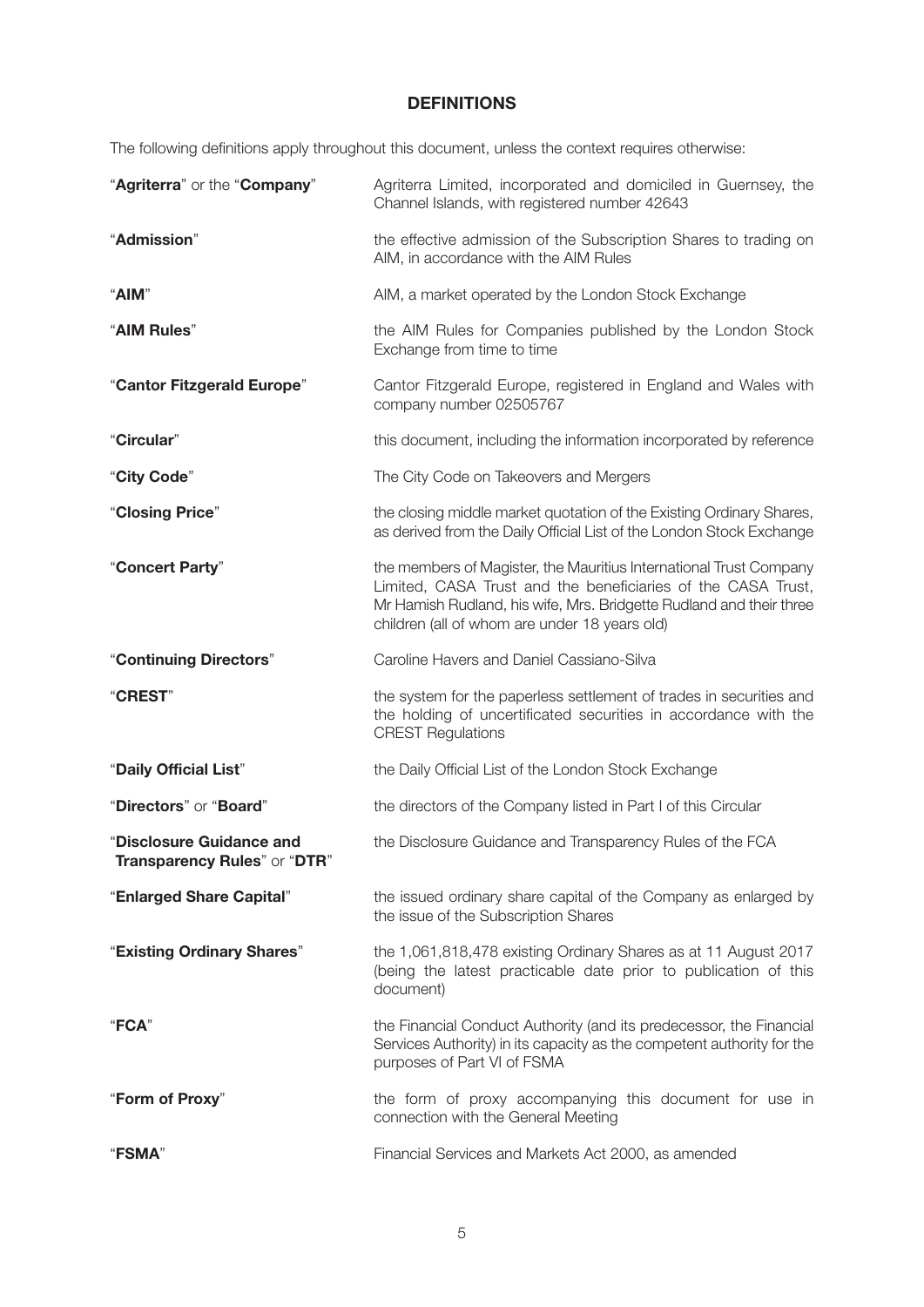# DEFINITIONS

The following definitions apply throughout this document, unless the context requires otherwise:

| | |
|---|---|
| "**Agriterra**" or the "**Company**" | Agriterra Limited, incorporated and domiciled in Guernsey, the Channel Islands, with registered number 42643 |
| "**Admission**" | the effective admission of the Subscription Shares to trading on AIM, in accordance with the AIM Rules |
| "**AIM**" | AIM, a market operated by the London Stock Exchange |
| "**AIM Rules**" | the AIM Rules for Companies published by the London Stock Exchange from time to time |
| "**Cantor Fitzgerald Europe**" | Cantor Fitzgerald Europe, registered in England and Wales with company number 02505767 |
| "**Circular**" | this document, including the information incorporated by reference |
| "**City Code**" | The City Code on Takeovers and Mergers |
| "**Closing Price**" | the closing middle market quotation of the Existing Ordinary Shares, as derived from the Daily Official List of the London Stock Exchange |
| "**Concert Party**" | the members of Magister, the Mauritius International Trust Company Limited, CASA Trust and the beneficiaries of the CASA Trust, Mr Hamish Rudland, his wife, Mrs. Bridgette Rudland and their three children (all of whom are under 18 years old) |
| "**Continuing Directors**" | Caroline Havers and Daniel Cassiano-Silva |
| "**CREST**" | the system for the paperless settlement of trades in securities and the holding of uncertificated securities in accordance with the CREST Regulations |
| "**Daily Official List**" | the Daily Official List of the London Stock Exchange |
| "**Directors**" or "**Board**" | the directors of the Company listed in Part I of this Circular |
| "**Disclosure Guidance and Transparency Rules**" or "**DTR**" | the Disclosure Guidance and Transparency Rules of the FCA |
| "**Enlarged Share Capital**" | the issued ordinary share capital of the Company as enlarged by the issue of the Subscription Shares |
| "**Existing Ordinary Shares**" | the 1,061,818,478 existing Ordinary Shares as at 11 August 2017 (being the latest practicable date prior to publication of this document) |
| "**FCA**" | the Financial Conduct Authority (and its predecessor, the Financial Services Authority) in its capacity as the competent authority for the purposes of Part VI of FSMA |
| "**Form of Proxy**" | the form of proxy accompanying this document for use in connection with the General Meeting |
| "**FSMA**" | Financial Services and Markets Act 2000, as amended |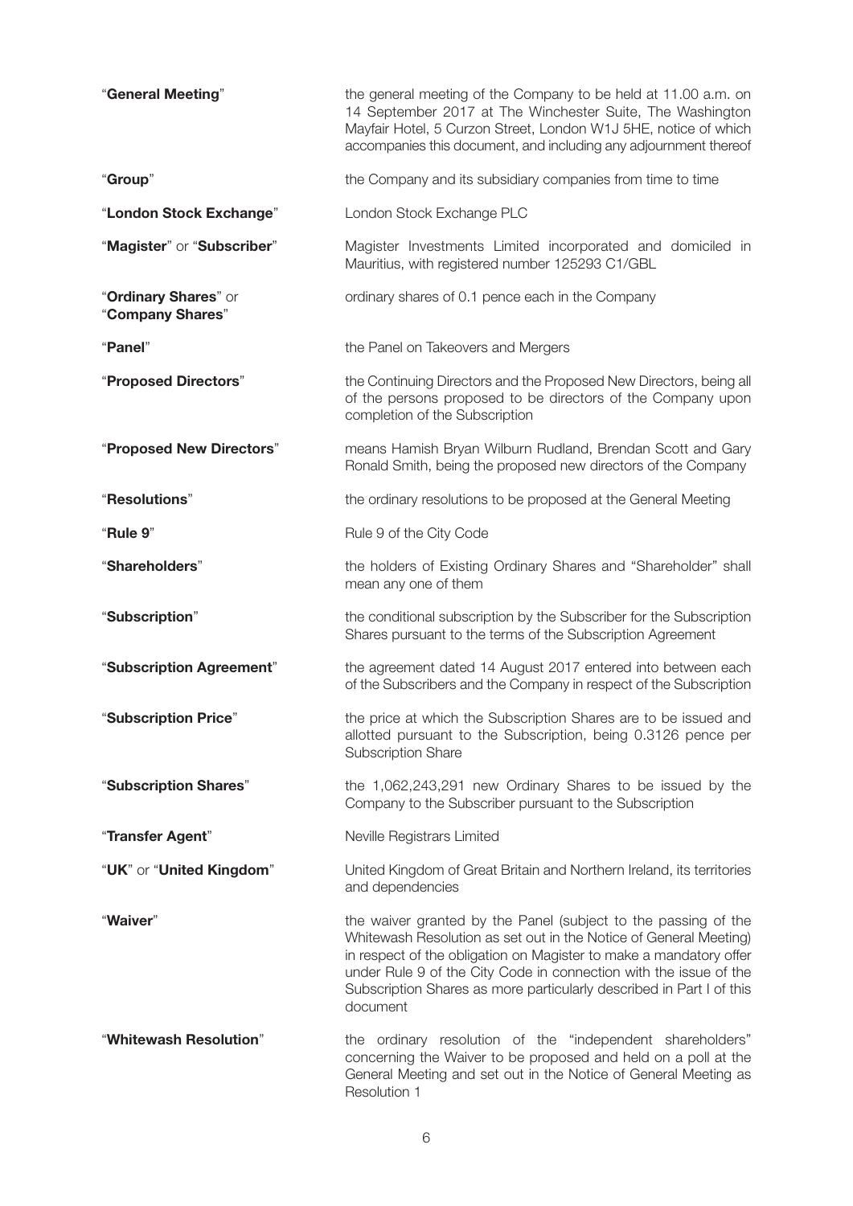| | |
|---|---|
| "**General Meeting**" | the general meeting of the Company to be held at 11.00 a.m. on 14 September 2017 at The Winchester Suite, The Washington Mayfair Hotel, 5 Curzon Street, London W1J 5HE, notice of which accompanies this document, and including any adjournment thereof |
| "**Group**" | the Company and its subsidiary companies from time to time |
| "**London Stock Exchange**" | London Stock Exchange PLC |
| "**Magister**" or "**Subscriber**" | Magister Investments Limited incorporated and domiciled in Mauritius, with registered number 125293 C1/GBL |
| "**Ordinary Shares**" or "**Company Shares**" | ordinary shares of 0.1 pence each in the Company |
| "**Panel**" | the Panel on Takeovers and Mergers |
| "**Proposed Directors**" | the Continuing Directors and the Proposed New Directors, being all of the persons proposed to be directors of the Company upon completion of the Subscription |
| "**Proposed New Directors**" | means Hamish Bryan Wilburn Rudland, Brendan Scott and Gary Ronald Smith, being the proposed new directors of the Company |
| "**Resolutions**" | the ordinary resolutions to be proposed at the General Meeting |
| "**Rule 9**" | Rule 9 of the City Code |
| "**Shareholders**" | the holders of Existing Ordinary Shares and "Shareholder" shall mean any one of them |
| "**Subscription**" | the conditional subscription by the Subscriber for the Subscription Shares pursuant to the terms of the Subscription Agreement |
| "**Subscription Agreement**" | the agreement dated 14 August 2017 entered into between each of the Subscribers and the Company in respect of the Subscription |
| "**Subscription Price**" | the price at which the Subscription Shares are to be issued and allotted pursuant to the Subscription, being 0.3126 pence per Subscription Share |
| "**Subscription Shares**" | the 1,062,243,291 new Ordinary Shares to be issued by the Company to the Subscriber pursuant to the Subscription |
| "**Transfer Agent**" | Neville Registrars Limited |
| "**UK**" or "**United Kingdom**" | United Kingdom of Great Britain and Northern Ireland, its territories and dependencies |
| "**Waiver**" | the waiver granted by the Panel (subject to the passing of the Whitewash Resolution as set out in the Notice of General Meeting) in respect of the obligation on Magister to make a mandatory offer under Rule 9 of the City Code in connection with the issue of the Subscription Shares as more particularly described in Part I of this document |
| "**Whitewash Resolution**" | the ordinary resolution of the "independent shareholders" concerning the Waiver to be proposed and held on a poll at the General Meeting and set out in the Notice of General Meeting as Resolution 1 |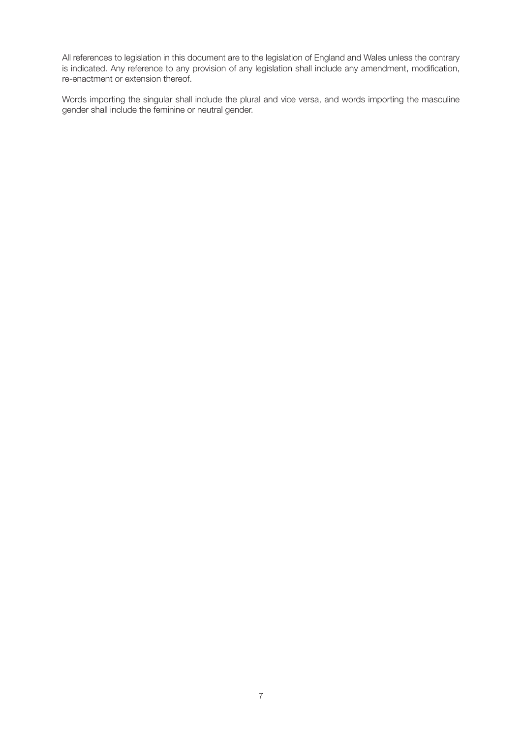All references to legislation in this document are to the legislation of England and Wales unless the contrary is indicated. Any reference to any provision of any legislation shall include any amendment, modification, re-enactment or extension thereof.

Words importing the singular shall include the plural and vice versa, and words importing the masculine gender shall include the feminine or neutral gender.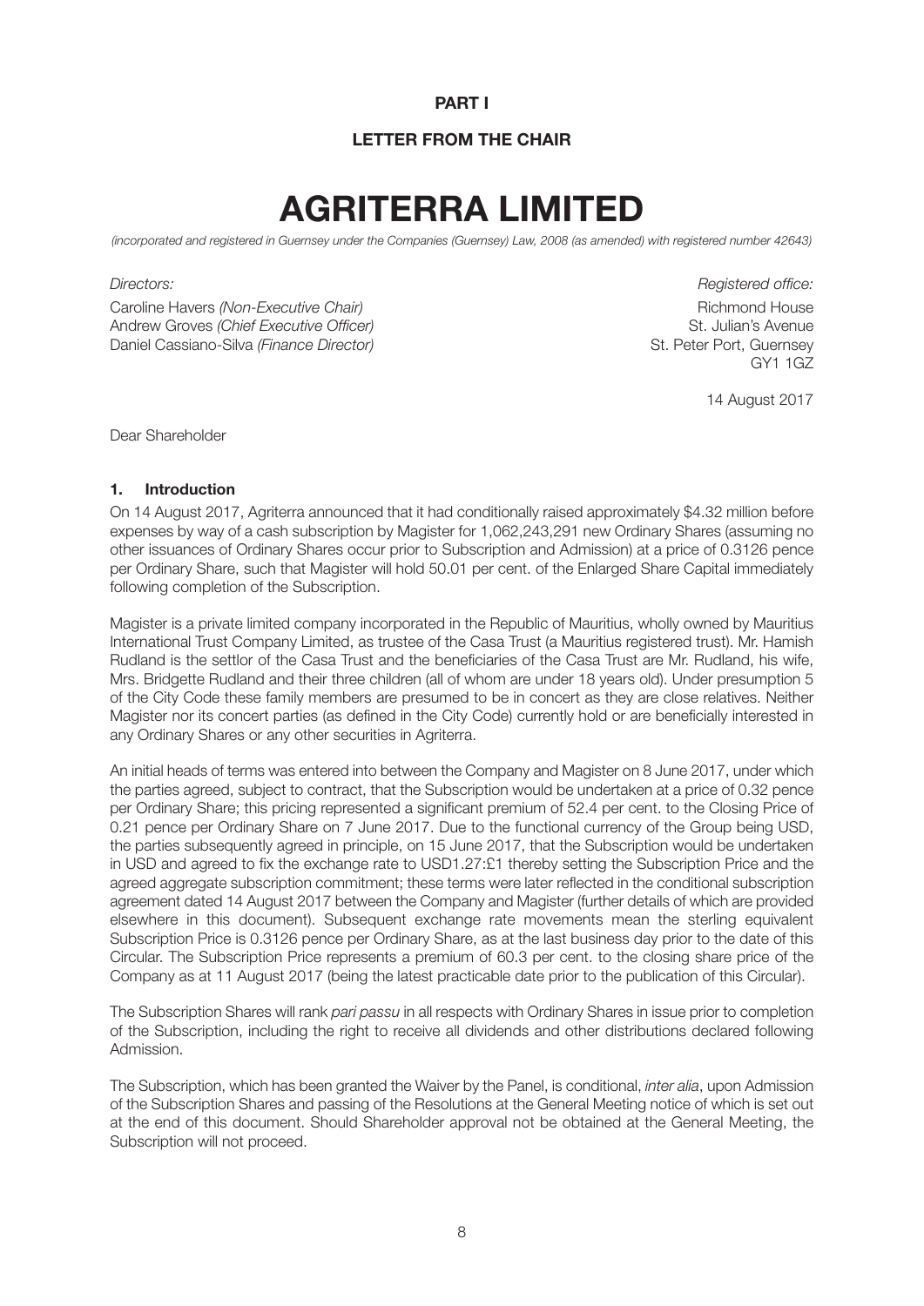**PART I**

**LETTER FROM THE CHAIR**

# AGRITERRA LIMITED

*(incorporated and registered in Guernsey under the Companies (Guernsey) Law, 2008 (as amended) with registered number 42643)*

*Directors:*

Caroline Havers *(Non-Executive Chair)*
Andrew Groves *(Chief Executive Officer)*
Daniel Cassiano-Silva *(Finance Director)*

*Registered office:*

Richmond House
St. Julian's Avenue
St. Peter Port, Guernsey
GY1 1GZ

14 August 2017

Dear Shareholder

## 1. Introduction

On 14 August 2017, Agriterra announced that it had conditionally raised approximately $4.32 million before expenses by way of a cash subscription by Magister for 1,062,243,291 new Ordinary Shares (assuming no other issuances of Ordinary Shares occur prior to Subscription and Admission) at a price of 0.3126 pence per Ordinary Share, such that Magister will hold 50.01 per cent. of the Enlarged Share Capital immediately following completion of the Subscription.

Magister is a private limited company incorporated in the Republic of Mauritius, wholly owned by Mauritius International Trust Company Limited, as trustee of the Casa Trust (a Mauritius registered trust). Mr. Hamish Rudland is the settlor of the Casa Trust and the beneficiaries of the Casa Trust are Mr. Rudland, his wife, Mrs. Bridgette Rudland and their three children (all of whom are under 18 years old). Under presumption 5 of the City Code these family members are presumed to be in concert as they are close relatives. Neither Magister nor its concert parties (as defined in the City Code) currently hold or are beneficially interested in any Ordinary Shares or any other securities in Agriterra.

An initial heads of terms was entered into between the Company and Magister on 8 June 2017, under which the parties agreed, subject to contract, that the Subscription would be undertaken at a price of 0.32 pence per Ordinary Share; this pricing represented a significant premium of 52.4 per cent. to the Closing Price of 0.21 pence per Ordinary Share on 7 June 2017. Due to the functional currency of the Group being USD, the parties subsequently agreed in principle, on 15 June 2017, that the Subscription would be undertaken in USD and agreed to fix the exchange rate to USD1.27:£1 thereby setting the Subscription Price and the agreed aggregate subscription commitment; these terms were later reflected in the conditional subscription agreement dated 14 August 2017 between the Company and Magister (further details of which are provided elsewhere in this document). Subsequent exchange rate movements mean the sterling equivalent Subscription Price is 0.3126 pence per Ordinary Share, as at the last business day prior to the date of this Circular. The Subscription Price represents a premium of 60.3 per cent. to the closing share price of the Company as at 11 August 2017 (being the latest practicable date prior to the publication of this Circular).

The Subscription Shares will rank *pari passu* in all respects with Ordinary Shares in issue prior to completion of the Subscription, including the right to receive all dividends and other distributions declared following Admission.

The Subscription, which has been granted the Waiver by the Panel, is conditional, *inter alia*, upon Admission of the Subscription Shares and passing of the Resolutions at the General Meeting notice of which is set out at the end of this document. Should Shareholder approval not be obtained at the General Meeting, the Subscription will not proceed.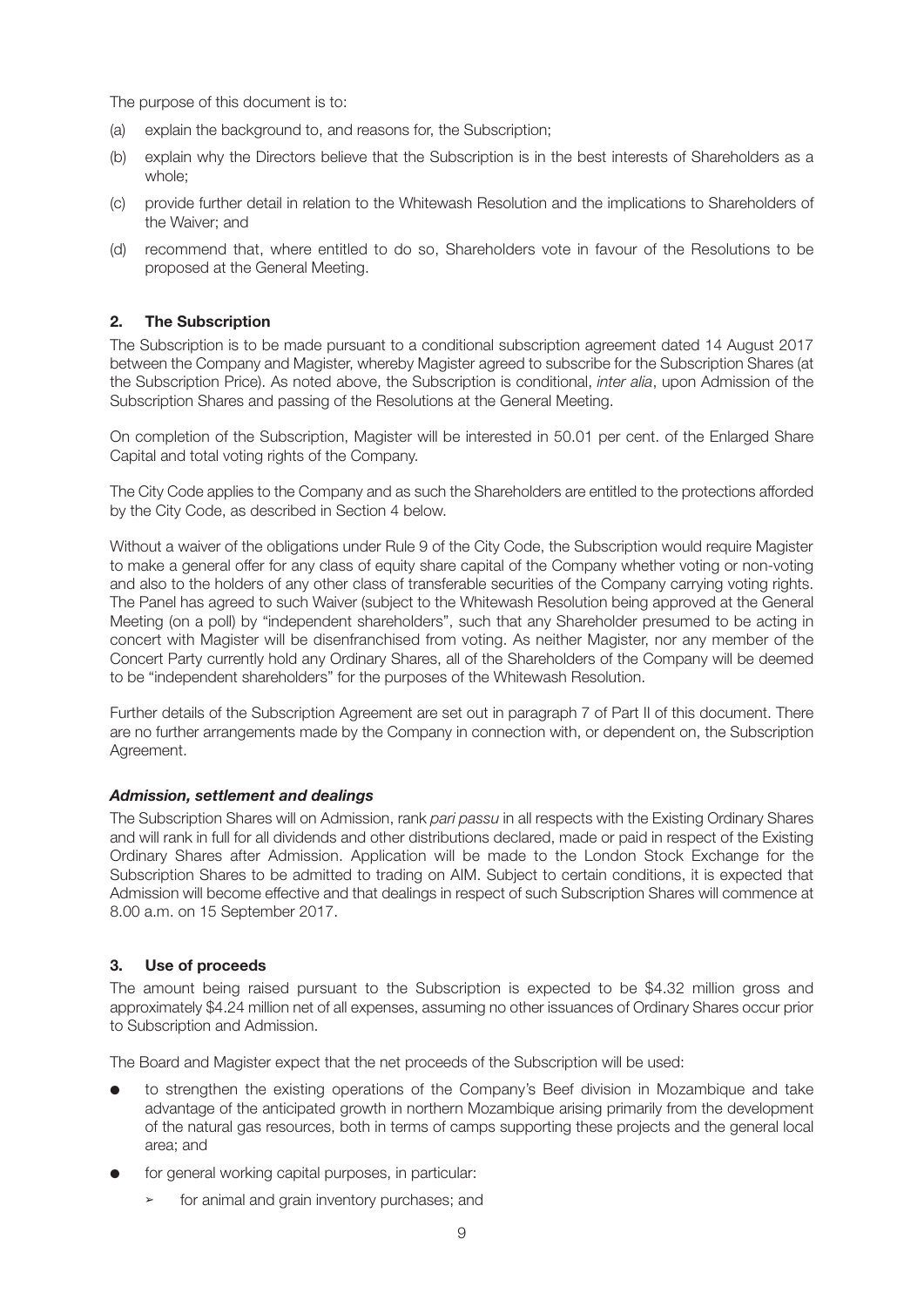The purpose of this document is to:

(a) explain the background to, and reasons for, the Subscription;

(b) explain why the Directors believe that the Subscription is in the best interests of Shareholders as a whole;

(c) provide further detail in relation to the Whitewash Resolution and the implications to Shareholders of the Waiver; and

(d) recommend that, where entitled to do so, Shareholders vote in favour of the Resolutions to be proposed at the General Meeting.

## 2. The Subscription

The Subscription is to be made pursuant to a conditional subscription agreement dated 14 August 2017 between the Company and Magister, whereby Magister agreed to subscribe for the Subscription Shares (at the Subscription Price). As noted above, the Subscription is conditional, *inter alia*, upon Admission of the Subscription Shares and passing of the Resolutions at the General Meeting.

On completion of the Subscription, Magister will be interested in 50.01 per cent. of the Enlarged Share Capital and total voting rights of the Company.

The City Code applies to the Company and as such the Shareholders are entitled to the protections afforded by the City Code, as described in Section 4 below.

Without a waiver of the obligations under Rule 9 of the City Code, the Subscription would require Magister to make a general offer for any class of equity share capital of the Company whether voting or non-voting and also to the holders of any other class of transferable securities of the Company carrying voting rights. The Panel has agreed to such Waiver (subject to the Whitewash Resolution being approved at the General Meeting (on a poll) by "independent shareholders", such that any Shareholder presumed to be acting in concert with Magister will be disenfranchised from voting. As neither Magister, nor any member of the Concert Party currently hold any Ordinary Shares, all of the Shareholders of the Company will be deemed to be "independent shareholders" for the purposes of the Whitewash Resolution.

Further details of the Subscription Agreement are set out in paragraph 7 of Part II of this document. There are no further arrangements made by the Company in connection with, or dependent on, the Subscription Agreement.

### *Admission, settlement and dealings*

The Subscription Shares will on Admission, rank *pari passu* in all respects with the Existing Ordinary Shares and will rank in full for all dividends and other distributions declared, made or paid in respect of the Existing Ordinary Shares after Admission. Application will be made to the London Stock Exchange for the Subscription Shares to be admitted to trading on AIM. Subject to certain conditions, it is expected that Admission will become effective and that dealings in respect of such Subscription Shares will commence at 8.00 a.m. on 15 September 2017.

## 3. Use of proceeds

The amount being raised pursuant to the Subscription is expected to be $4.32 million gross and approximately $4.24 million net of all expenses, assuming no other issuances of Ordinary Shares occur prior to Subscription and Admission.

The Board and Magister expect that the net proceeds of the Subscription will be used:

- to strengthen the existing operations of the Company's Beef division in Mozambique and take advantage of the anticipated growth in northern Mozambique arising primarily from the development of the natural gas resources, both in terms of camps supporting these projects and the general local area; and
- for general working capital purposes, in particular:
  - for animal and grain inventory purchases; and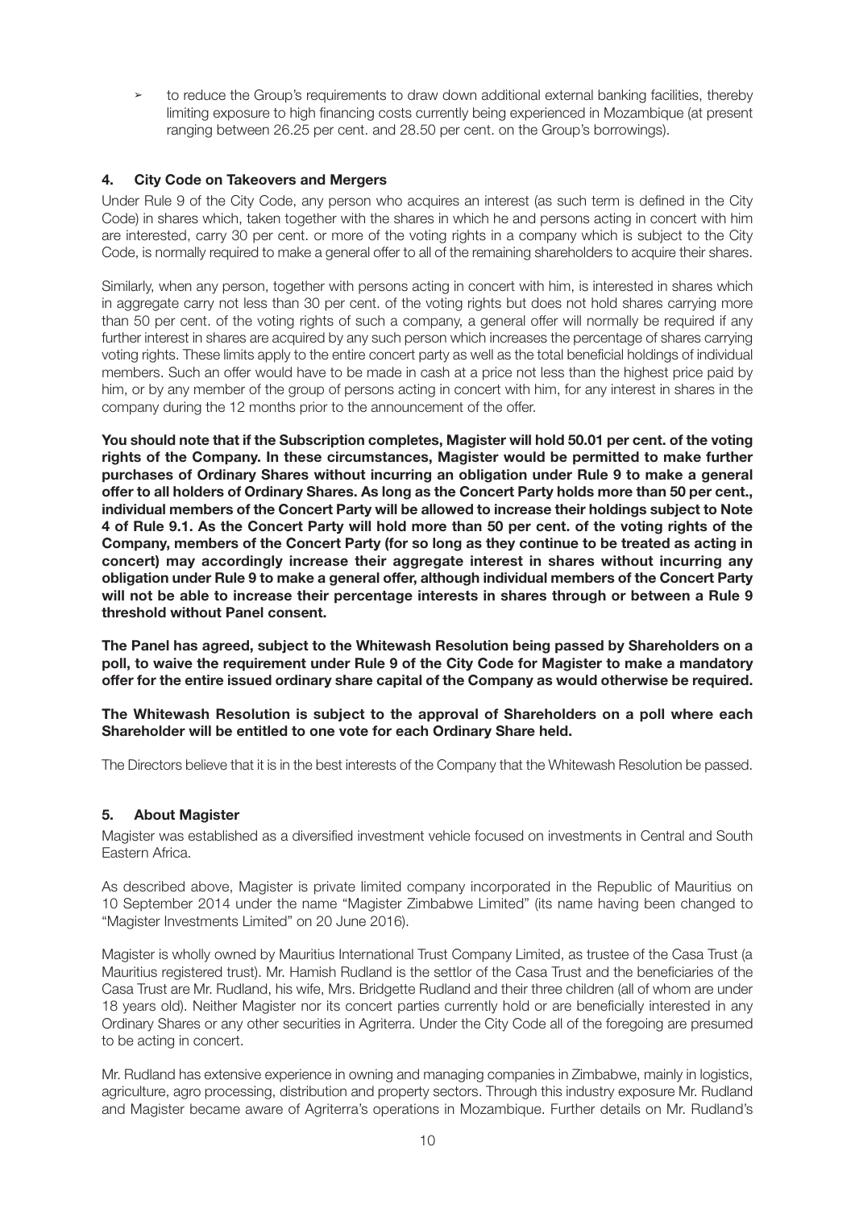- ➢ to reduce the Group's requirements to draw down additional external banking facilities, thereby limiting exposure to high financing costs currently being experienced in Mozambique (at present ranging between 26.25 per cent. and 28.50 per cent. on the Group's borrowings).

## 4. City Code on Takeovers and Mergers

Under Rule 9 of the City Code, any person who acquires an interest (as such term is defined in the City Code) in shares which, taken together with the shares in which he and persons acting in concert with him are interested, carry 30 per cent. or more of the voting rights in a company which is subject to the City Code, is normally required to make a general offer to all of the remaining shareholders to acquire their shares.

Similarly, when any person, together with persons acting in concert with him, is interested in shares which in aggregate carry not less than 30 per cent. of the voting rights but does not hold shares carrying more than 50 per cent. of the voting rights of such a company, a general offer will normally be required if any further interest in shares are acquired by any such person which increases the percentage of shares carrying voting rights. These limits apply to the entire concert party as well as the total beneficial holdings of individual members. Such an offer would have to be made in cash at a price not less than the highest price paid by him, or by any member of the group of persons acting in concert with him, for any interest in shares in the company during the 12 months prior to the announcement of the offer.

**You should note that if the Subscription completes, Magister will hold 50.01 per cent. of the voting rights of the Company. In these circumstances, Magister would be permitted to make further purchases of Ordinary Shares without incurring an obligation under Rule 9 to make a general offer to all holders of Ordinary Shares. As long as the Concert Party holds more than 50 per cent., individual members of the Concert Party will be allowed to increase their holdings subject to Note 4 of Rule 9.1. As the Concert Party will hold more than 50 per cent. of the voting rights of the Company, members of the Concert Party (for so long as they continue to be treated as acting in concert) may accordingly increase their aggregate interest in shares without incurring any obligation under Rule 9 to make a general offer, although individual members of the Concert Party will not be able to increase their percentage interests in shares through or between a Rule 9 threshold without Panel consent.**

**The Panel has agreed, subject to the Whitewash Resolution being passed by Shareholders on a poll, to waive the requirement under Rule 9 of the City Code for Magister to make a mandatory offer for the entire issued ordinary share capital of the Company as would otherwise be required.**

**The Whitewash Resolution is subject to the approval of Shareholders on a poll where each Shareholder will be entitled to one vote for each Ordinary Share held.**

The Directors believe that it is in the best interests of the Company that the Whitewash Resolution be passed.

## 5. About Magister

Magister was established as a diversified investment vehicle focused on investments in Central and South Eastern Africa.

As described above, Magister is private limited company incorporated in the Republic of Mauritius on 10 September 2014 under the name "Magister Zimbabwe Limited" (its name having been changed to "Magister Investments Limited" on 20 June 2016).

Magister is wholly owned by Mauritius International Trust Company Limited, as trustee of the Casa Trust (a Mauritius registered trust). Mr. Hamish Rudland is the settlor of the Casa Trust and the beneficiaries of the Casa Trust are Mr. Rudland, his wife, Mrs. Bridgette Rudland and their three children (all of whom are under 18 years old). Neither Magister nor its concert parties currently hold or are beneficially interested in any Ordinary Shares or any other securities in Agriterra. Under the City Code all of the foregoing are presumed to be acting in concert.

Mr. Rudland has extensive experience in owning and managing companies in Zimbabwe, mainly in logistics, agriculture, agro processing, distribution and property sectors. Through this industry exposure Mr. Rudland and Magister became aware of Agriterra's operations in Mozambique. Further details on Mr. Rudland's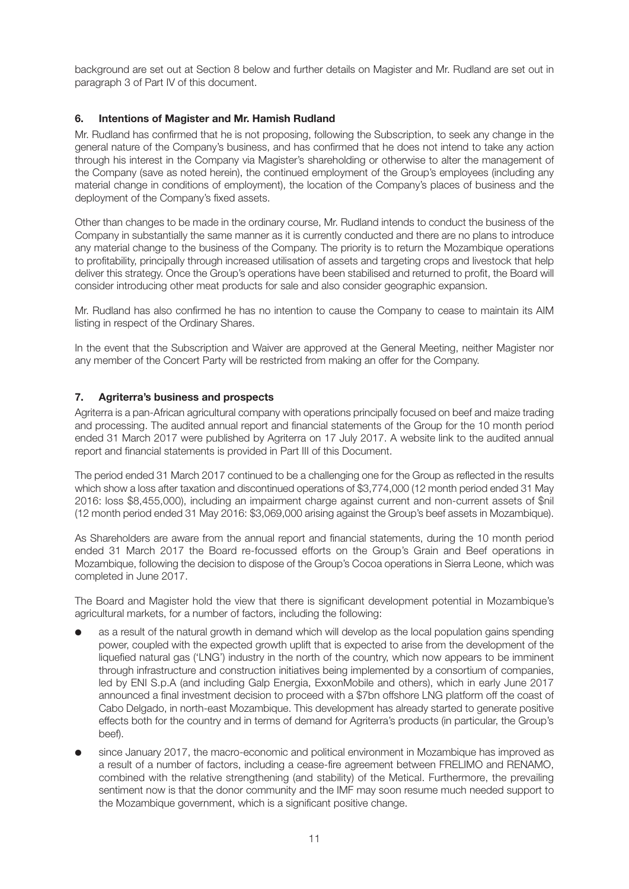background are set out at Section 8 below and further details on Magister and Mr. Rudland are set out in paragraph 3 of Part IV of this document.

## 6. Intentions of Magister and Mr. Hamish Rudland

Mr. Rudland has confirmed that he is not proposing, following the Subscription, to seek any change in the general nature of the Company's business, and has confirmed that he does not intend to take any action through his interest in the Company via Magister's shareholding or otherwise to alter the management of the Company (save as noted herein), the continued employment of the Group's employees (including any material change in conditions of employment), the location of the Company's places of business and the deployment of the Company's fixed assets.

Other than changes to be made in the ordinary course, Mr. Rudland intends to conduct the business of the Company in substantially the same manner as it is currently conducted and there are no plans to introduce any material change to the business of the Company. The priority is to return the Mozambique operations to profitability, principally through increased utilisation of assets and targeting crops and livestock that help deliver this strategy. Once the Group's operations have been stabilised and returned to profit, the Board will consider introducing other meat products for sale and also consider geographic expansion.

Mr. Rudland has also confirmed he has no intention to cause the Company to cease to maintain its AIM listing in respect of the Ordinary Shares.

In the event that the Subscription and Waiver are approved at the General Meeting, neither Magister nor any member of the Concert Party will be restricted from making an offer for the Company.

## 7. Agriterra's business and prospects

Agriterra is a pan-African agricultural company with operations principally focused on beef and maize trading and processing. The audited annual report and financial statements of the Group for the 10 month period ended 31 March 2017 were published by Agriterra on 17 July 2017. A website link to the audited annual report and financial statements is provided in Part III of this Document.

The period ended 31 March 2017 continued to be a challenging one for the Group as reflected in the results which show a loss after taxation and discontinued operations of $3,774,000 (12 month period ended 31 May 2016: loss $8,455,000), including an impairment charge against current and non-current assets of $nil (12 month period ended 31 May 2016: $3,069,000 arising against the Group's beef assets in Mozambique).

As Shareholders are aware from the annual report and financial statements, during the 10 month period ended 31 March 2017 the Board re-focussed efforts on the Group's Grain and Beef operations in Mozambique, following the decision to dispose of the Group's Cocoa operations in Sierra Leone, which was completed in June 2017.

The Board and Magister hold the view that there is significant development potential in Mozambique's agricultural markets, for a number of factors, including the following:

- as a result of the natural growth in demand which will develop as the local population gains spending power, coupled with the expected growth uplift that is expected to arise from the development of the liquefied natural gas ('LNG') industry in the north of the country, which now appears to be imminent through infrastructure and construction initiatives being implemented by a consortium of companies, led by ENI S.p.A (and including Galp Energia, ExxonMobile and others), which in early June 2017 announced a final investment decision to proceed with a $7bn offshore LNG platform off the coast of Cabo Delgado, in north-east Mozambique. This development has already started to generate positive effects both for the country and in terms of demand for Agriterra's products (in particular, the Group's beef).
- since January 2017, the macro-economic and political environment in Mozambique has improved as a result of a number of factors, including a cease-fire agreement between FRELIMO and RENAMO, combined with the relative strengthening (and stability) of the Metical. Furthermore, the prevailing sentiment now is that the donor community and the IMF may soon resume much needed support to the Mozambique government, which is a significant positive change.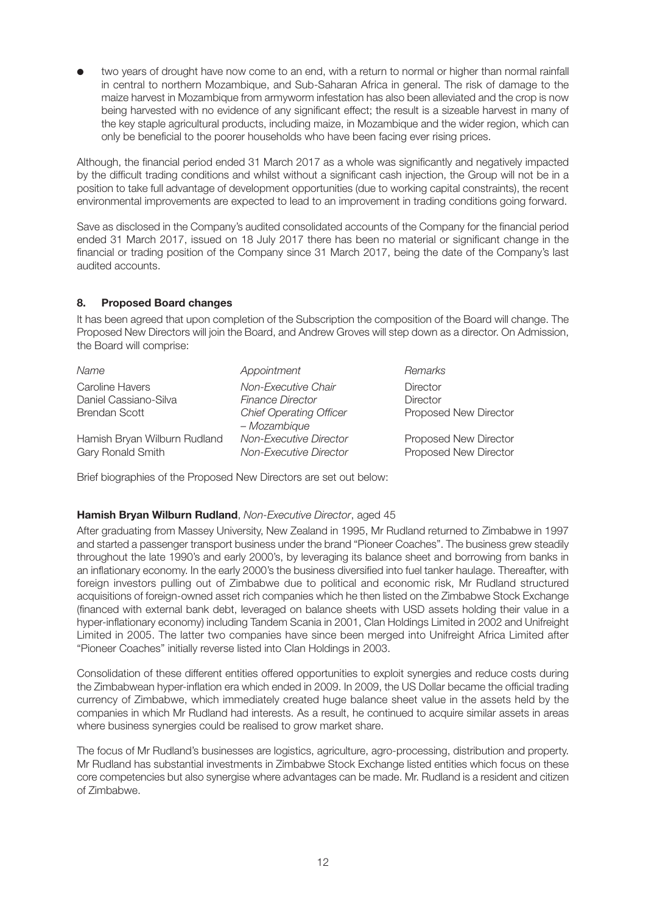- two years of drought have now come to an end, with a return to normal or higher than normal rainfall in central to northern Mozambique, and Sub-Saharan Africa in general. The risk of damage to the maize harvest in Mozambique from armyworm infestation has also been alleviated and the crop is now being harvested with no evidence of any significant effect; the result is a sizeable harvest in many of the key staple agricultural products, including maize, in Mozambique and the wider region, which can only be beneficial to the poorer households who have been facing ever rising prices.

Although, the financial period ended 31 March 2017 as a whole was significantly and negatively impacted by the difficult trading conditions and whilst without a significant cash injection, the Group will not be in a position to take full advantage of development opportunities (due to working capital constraints), the recent environmental improvements are expected to lead to an improvement in trading conditions going forward.

Save as disclosed in the Company's audited consolidated accounts of the Company for the financial period ended 31 March 2017, issued on 18 July 2017 there has been no material or significant change in the financial or trading position of the Company since 31 March 2017, being the date of the Company's last audited accounts.

## 8. Proposed Board changes

It has been agreed that upon completion of the Subscription the composition of the Board will change. The Proposed New Directors will join the Board, and Andrew Groves will step down as a director. On Admission, the Board will comprise:

| *Name* | *Appointment* | *Remarks* |
|---|---|---|
| Caroline Havers | *Non-Executive Chair* | Director |
| Daniel Cassiano-Silva | *Finance Director* | Director |
| Brendan Scott | *Chief Operating Officer – Mozambique* | Proposed New Director |
| Hamish Bryan Wilburn Rudland | *Non-Executive Director* | Proposed New Director |
| Gary Ronald Smith | *Non-Executive Director* | Proposed New Director |

Brief biographies of the Proposed New Directors are set out below:

**Hamish Bryan Wilburn Rudland**, *Non-Executive Director*, aged 45

After graduating from Massey University, New Zealand in 1995, Mr Rudland returned to Zimbabwe in 1997 and started a passenger transport business under the brand "Pioneer Coaches". The business grew steadily throughout the late 1990's and early 2000's, by leveraging its balance sheet and borrowing from banks in an inflationary economy. In the early 2000's the business diversified into fuel tanker haulage. Thereafter, with foreign investors pulling out of Zimbabwe due to political and economic risk, Mr Rudland structured acquisitions of foreign-owned asset rich companies which he then listed on the Zimbabwe Stock Exchange (financed with external bank debt, leveraged on balance sheets with USD assets holding their value in a hyper-inflationary economy) including Tandem Scania in 2001, Clan Holdings Limited in 2002 and Unifreight Limited in 2005. The latter two companies have since been merged into Unifreight Africa Limited after "Pioneer Coaches" initially reverse listed into Clan Holdings in 2003.

Consolidation of these different entities offered opportunities to exploit synergies and reduce costs during the Zimbabwean hyper-inflation era which ended in 2009. In 2009, the US Dollar became the official trading currency of Zimbabwe, which immediately created huge balance sheet value in the assets held by the companies in which Mr Rudland had interests. As a result, he continued to acquire similar assets in areas where business synergies could be realised to grow market share.

The focus of Mr Rudland's businesses are logistics, agriculture, agro-processing, distribution and property. Mr Rudland has substantial investments in Zimbabwe Stock Exchange listed entities which focus on these core competencies but also synergise where advantages can be made. Mr. Rudland is a resident and citizen of Zimbabwe.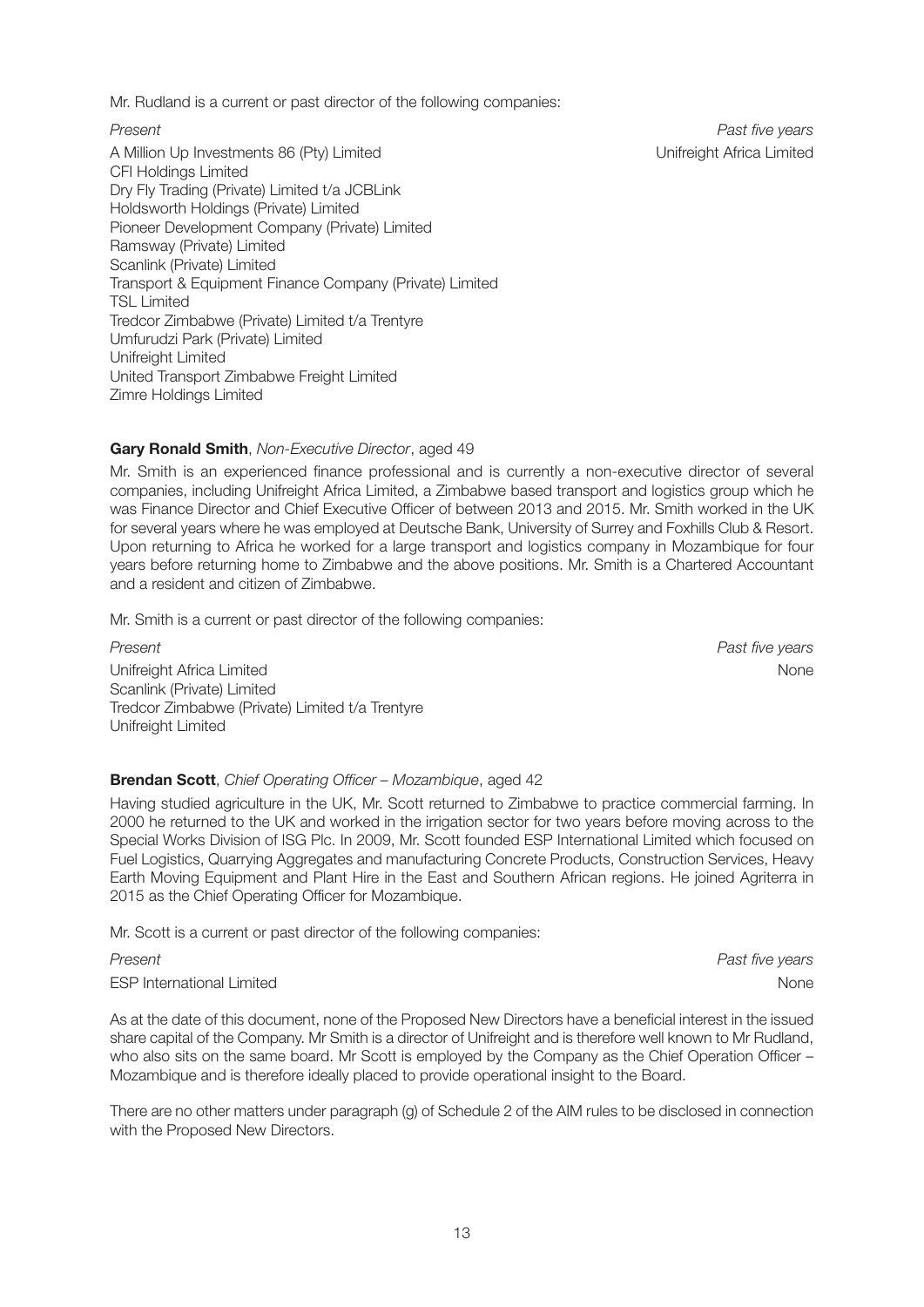Mr. Rudland is a current or past director of the following companies:

| *Present* | *Past five years* |
|---|---|
| A Million Up Investments 86 (Pty) Limited | Unifreight Africa Limited |
| CFI Holdings Limited | |
| Dry Fly Trading (Private) Limited t/a JCBLink | |
| Holdsworth Holdings (Private) Limited | |
| Pioneer Development Company (Private) Limited | |
| Ramsway (Private) Limited | |
| Scanlink (Private) Limited | |
| Transport & Equipment Finance Company (Private) Limited | |
| TSL Limited | |
| Tredcor Zimbabwe (Private) Limited t/a Trentyre | |
| Umfurudzi Park (Private) Limited | |
| Unifreight Limited | |
| United Transport Zimbabwe Freight Limited | |
| Zimre Holdings Limited | |

**Gary Ronald Smith**, *Non-Executive Director*, aged 49

Mr. Smith is an experienced finance professional and is currently a non-executive director of several companies, including Unifreight Africa Limited, a Zimbabwe based transport and logistics group which he was Finance Director and Chief Executive Officer of between 2013 and 2015. Mr. Smith worked in the UK for several years where he was employed at Deutsche Bank, University of Surrey and Foxhills Club & Resort. Upon returning to Africa he worked for a large transport and logistics company in Mozambique for four years before returning home to Zimbabwe and the above positions. Mr. Smith is a Chartered Accountant and a resident and citizen of Zimbabwe.

Mr. Smith is a current or past director of the following companies:

| *Present* | *Past five years* |
|---|---|
| Unifreight Africa Limited | None |
| Scanlink (Private) Limited | |
| Tredcor Zimbabwe (Private) Limited t/a Trentyre | |
| Unifreight Limited | |

**Brendan Scott**, *Chief Operating Officer – Mozambique*, aged 42

Having studied agriculture in the UK, Mr. Scott returned to Zimbabwe to practice commercial farming. In 2000 he returned to the UK and worked in the irrigation sector for two years before moving across to the Special Works Division of ISG Plc. In 2009, Mr. Scott founded ESP International Limited which focused on Fuel Logistics, Quarrying Aggregates and manufacturing Concrete Products, Construction Services, Heavy Earth Moving Equipment and Plant Hire in the East and Southern African regions. He joined Agriterra in 2015 as the Chief Operating Officer for Mozambique.

Mr. Scott is a current or past director of the following companies:

| *Present* | *Past five years* |
|---|---|
| ESP International Limited | None |

As at the date of this document, none of the Proposed New Directors have a beneficial interest in the issued share capital of the Company. Mr Smith is a director of Unifreight and is therefore well known to Mr Rudland, who also sits on the same board. Mr Scott is employed by the Company as the Chief Operation Officer – Mozambique and is therefore ideally placed to provide operational insight to the Board.

There are no other matters under paragraph (g) of Schedule 2 of the AIM rules to be disclosed in connection with the Proposed New Directors.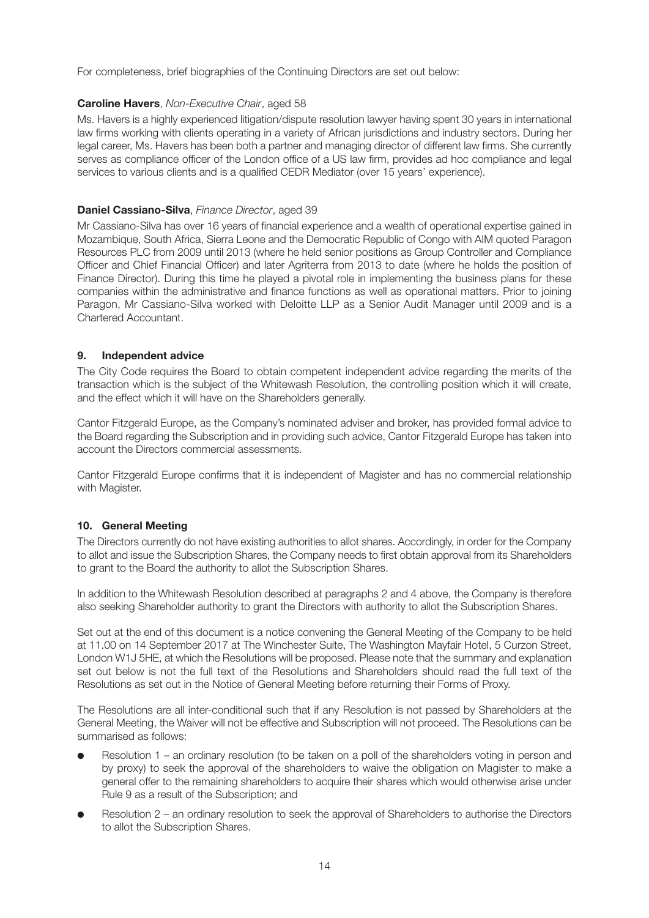For completeness, brief biographies of the Continuing Directors are set out below:

**Caroline Havers**, *Non-Executive Chair*, aged 58

Ms. Havers is a highly experienced litigation/dispute resolution lawyer having spent 30 years in international law firms working with clients operating in a variety of African jurisdictions and industry sectors. During her legal career, Ms. Havers has been both a partner and managing director of different law firms. She currently serves as compliance officer of the London office of a US law firm, provides ad hoc compliance and legal services to various clients and is a qualified CEDR Mediator (over 15 years' experience).

**Daniel Cassiano-Silva**, *Finance Director*, aged 39

Mr Cassiano-Silva has over 16 years of financial experience and a wealth of operational expertise gained in Mozambique, South Africa, Sierra Leone and the Democratic Republic of Congo with AIM quoted Paragon Resources PLC from 2009 until 2013 (where he held senior positions as Group Controller and Compliance Officer and Chief Financial Officer) and later Agriterra from 2013 to date (where he holds the position of Finance Director). During this time he played a pivotal role in implementing the business plans for these companies within the administrative and finance functions as well as operational matters. Prior to joining Paragon, Mr Cassiano-Silva worked with Deloitte LLP as a Senior Audit Manager until 2009 and is a Chartered Accountant.

## 9. Independent advice

The City Code requires the Board to obtain competent independent advice regarding the merits of the transaction which is the subject of the Whitewash Resolution, the controlling position which it will create, and the effect which it will have on the Shareholders generally.

Cantor Fitzgerald Europe, as the Company's nominated adviser and broker, has provided formal advice to the Board regarding the Subscription and in providing such advice, Cantor Fitzgerald Europe has taken into account the Directors commercial assessments.

Cantor Fitzgerald Europe confirms that it is independent of Magister and has no commercial relationship with Magister.

## 10. General Meeting

The Directors currently do not have existing authorities to allot shares. Accordingly, in order for the Company to allot and issue the Subscription Shares, the Company needs to first obtain approval from its Shareholders to grant to the Board the authority to allot the Subscription Shares.

In addition to the Whitewash Resolution described at paragraphs 2 and 4 above, the Company is therefore also seeking Shareholder authority to grant the Directors with authority to allot the Subscription Shares.

Set out at the end of this document is a notice convening the General Meeting of the Company to be held at 11.00 on 14 September 2017 at The Winchester Suite, The Washington Mayfair Hotel, 5 Curzon Street, London W1J 5HE, at which the Resolutions will be proposed. Please note that the summary and explanation set out below is not the full text of the Resolutions and Shareholders should read the full text of the Resolutions as set out in the Notice of General Meeting before returning their Forms of Proxy.

The Resolutions are all inter-conditional such that if any Resolution is not passed by Shareholders at the General Meeting, the Waiver will not be effective and Subscription will not proceed. The Resolutions can be summarised as follows:

- Resolution 1 – an ordinary resolution (to be taken on a poll of the shareholders voting in person and by proxy) to seek the approval of the shareholders to waive the obligation on Magister to make a general offer to the remaining shareholders to acquire their shares which would otherwise arise under Rule 9 as a result of the Subscription; and
- Resolution 2 – an ordinary resolution to seek the approval of Shareholders to authorise the Directors to allot the Subscription Shares.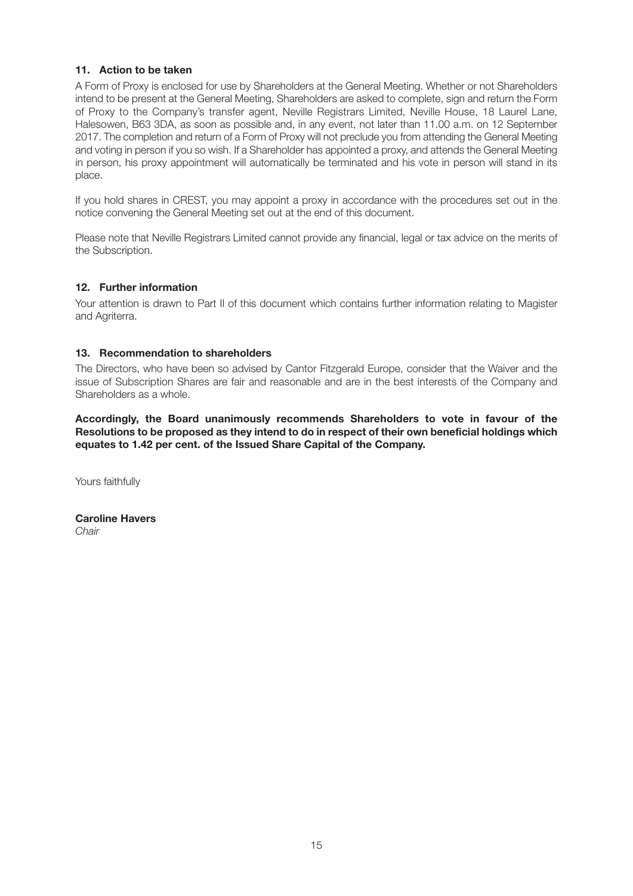### 11. Action to be taken

A Form of Proxy is enclosed for use by Shareholders at the General Meeting. Whether or not Shareholders intend to be present at the General Meeting, Shareholders are asked to complete, sign and return the Form of Proxy to the Company's transfer agent, Neville Registrars Limited, Neville House, 18 Laurel Lane, Halesowen, B63 3DA, as soon as possible and, in any event, not later than 11.00 a.m. on 12 September 2017. The completion and return of a Form of Proxy will not preclude you from attending the General Meeting and voting in person if you so wish. If a Shareholder has appointed a proxy, and attends the General Meeting in person, his proxy appointment will automatically be terminated and his vote in person will stand in its place.

If you hold shares in CREST, you may appoint a proxy in accordance with the procedures set out in the notice convening the General Meeting set out at the end of this document.

Please note that Neville Registrars Limited cannot provide any financial, legal or tax advice on the merits of the Subscription.

### 12. Further information

Your attention is drawn to Part II of this document which contains further information relating to Magister and Agriterra.

### 13. Recommendation to shareholders

The Directors, who have been so advised by Cantor Fitzgerald Europe, consider that the Waiver and the issue of Subscription Shares are fair and reasonable and are in the best interests of the Company and Shareholders as a whole.

**Accordingly, the Board unanimously recommends Shareholders to vote in favour of the Resolutions to be proposed as they intend to do in respect of their own beneficial holdings which equates to 1.42 per cent. of the Issued Share Capital of the Company.**

Yours faithfully

**Caroline Havers**
*Chair*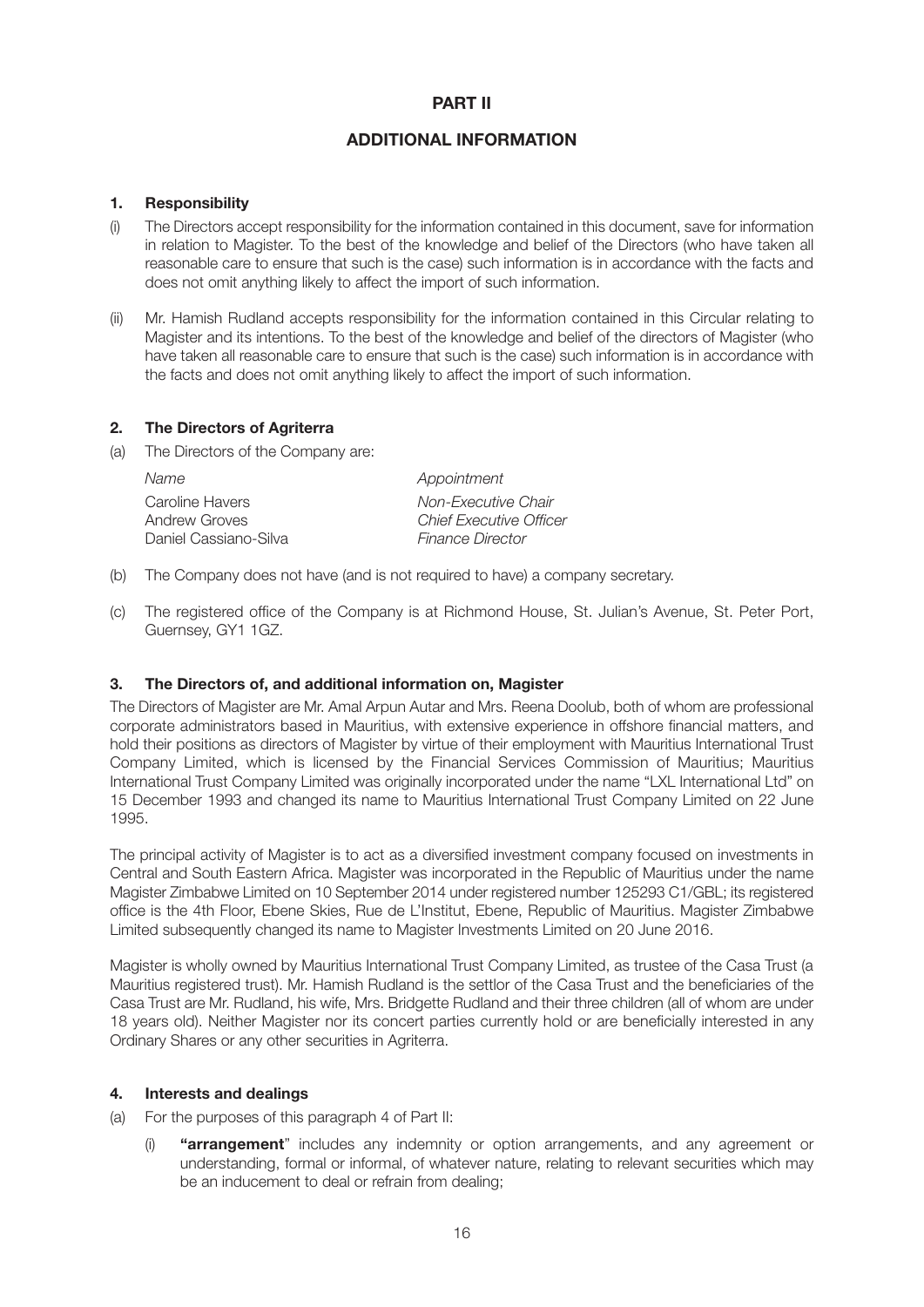# PART II

## ADDITIONAL INFORMATION

### 1. Responsibility

(i) The Directors accept responsibility for the information contained in this document, save for information in relation to Magister. To the best of the knowledge and belief of the Directors (who have taken all reasonable care to ensure that such is the case) such information is in accordance with the facts and does not omit anything likely to affect the import of such information.

(ii) Mr. Hamish Rudland accepts responsibility for the information contained in this Circular relating to Magister and its intentions. To the best of the knowledge and belief of the directors of Magister (who have taken all reasonable care to ensure that such is the case) such information is in accordance with the facts and does not omit anything likely to affect the import of such information.

### 2. The Directors of Agriterra

(a) The Directors of the Company are:

| *Name* | *Appointment* |
|---|---|
| Caroline Havers | *Non-Executive Chair* |
| Andrew Groves | *Chief Executive Officer* |
| Daniel Cassiano-Silva | *Finance Director* |

(b) The Company does not have (and is not required to have) a company secretary.

(c) The registered office of the Company is at Richmond House, St. Julian's Avenue, St. Peter Port, Guernsey, GY1 1GZ.

### 3. The Directors of, and additional information on, Magister

The Directors of Magister are Mr. Amal Arpun Autar and Mrs. Reena Doolub, both of whom are professional corporate administrators based in Mauritius, with extensive experience in offshore financial matters, and hold their positions as directors of Magister by virtue of their employment with Mauritius International Trust Company Limited, which is licensed by the Financial Services Commission of Mauritius; Mauritius International Trust Company Limited was originally incorporated under the name "LXL International Ltd" on 15 December 1993 and changed its name to Mauritius International Trust Company Limited on 22 June 1995.

The principal activity of Magister is to act as a diversified investment company focused on investments in Central and South Eastern Africa. Magister was incorporated in the Republic of Mauritius under the name Magister Zimbabwe Limited on 10 September 2014 under registered number 125293 C1/GBL; its registered office is the 4th Floor, Ebene Skies, Rue de L'Institut, Ebene, Republic of Mauritius. Magister Zimbabwe Limited subsequently changed its name to Magister Investments Limited on 20 June 2016.

Magister is wholly owned by Mauritius International Trust Company Limited, as trustee of the Casa Trust (a Mauritius registered trust). Mr. Hamish Rudland is the settlor of the Casa Trust and the beneficiaries of the Casa Trust are Mr. Rudland, his wife, Mrs. Bridgette Rudland and their three children (all of whom are under 18 years old). Neither Magister nor its concert parties currently hold or are beneficially interested in any Ordinary Shares or any other securities in Agriterra.

### 4. Interests and dealings

(a) For the purposes of this paragraph 4 of Part II:

(i) **"arrangement"** includes any indemnity or option arrangements, and any agreement or understanding, formal or informal, of whatever nature, relating to relevant securities which may be an inducement to deal or refrain from dealing;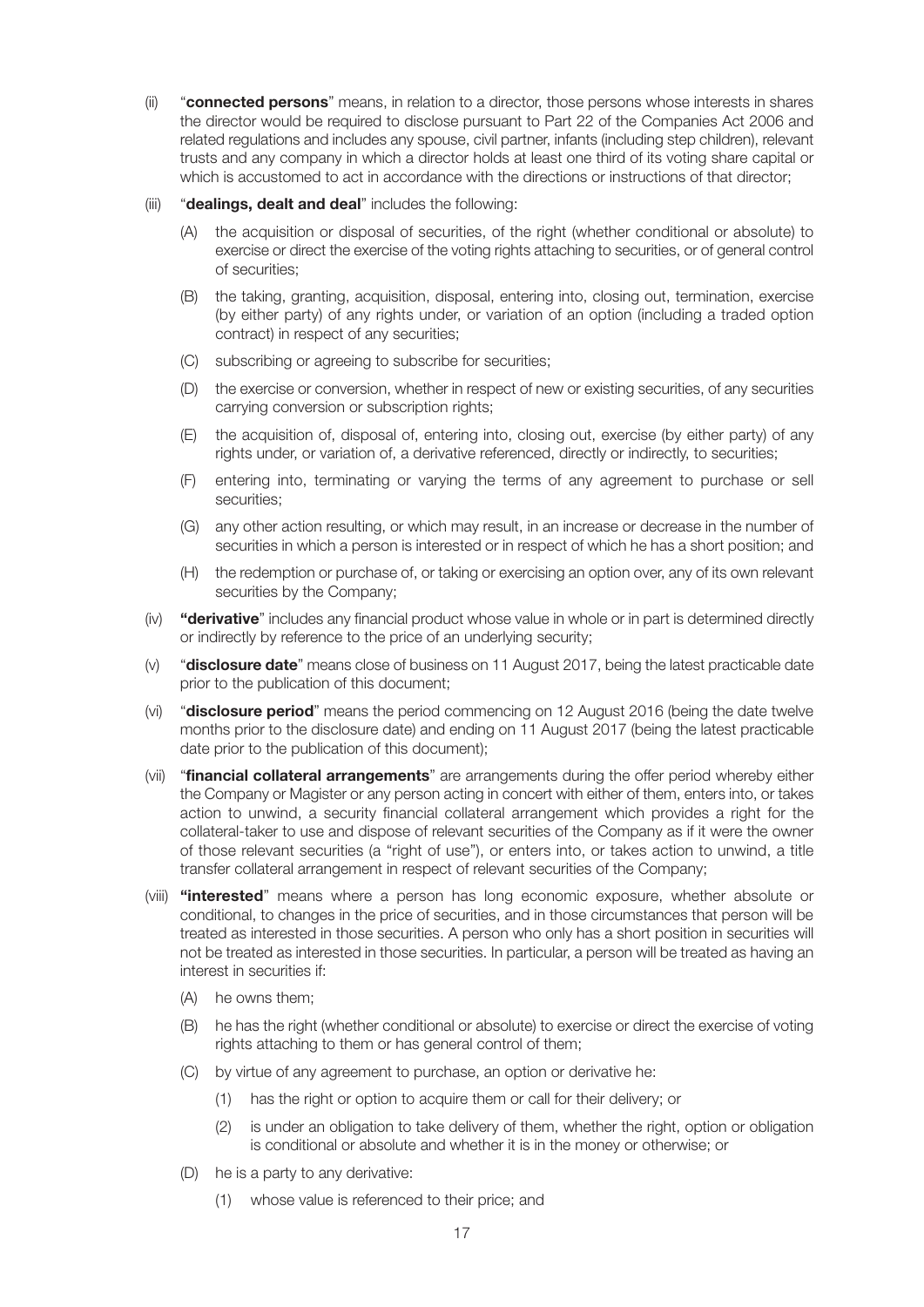(ii) "**connected persons**" means, in relation to a director, those persons whose interests in shares the director would be required to disclose pursuant to Part 22 of the Companies Act 2006 and related regulations and includes any spouse, civil partner, infants (including step children), relevant trusts and any company in which a director holds at least one third of its voting share capital or which is accustomed to act in accordance with the directions or instructions of that director;

(iii) "**dealings, dealt and deal**" includes the following:

   (A) the acquisition or disposal of securities, of the right (whether conditional or absolute) to exercise or direct the exercise of the voting rights attaching to securities, or of general control of securities;

   (B) the taking, granting, acquisition, disposal, entering into, closing out, termination, exercise (by either party) of any rights under, or variation of an option (including a traded option contract) in respect of any securities;

   (C) subscribing or agreeing to subscribe for securities;

   (D) the exercise or conversion, whether in respect of new or existing securities, of any securities carrying conversion or subscription rights;

   (E) the acquisition of, disposal of, entering into, closing out, exercise (by either party) of any rights under, or variation of, a derivative referenced, directly or indirectly, to securities;

   (F) entering into, terminating or varying the terms of any agreement to purchase or sell securities;

   (G) any other action resulting, or which may result, in an increase or decrease in the number of securities in which a person is interested or in respect of which he has a short position; and

   (H) the redemption or purchase of, or taking or exercising an option over, any of its own relevant securities by the Company;

(iv) **"derivative"** includes any financial product whose value in whole or in part is determined directly or indirectly by reference to the price of an underlying security;

(v) "**disclosure date**" means close of business on 11 August 2017, being the latest practicable date prior to the publication of this document;

(vi) "**disclosure period**" means the period commencing on 12 August 2016 (being the date twelve months prior to the disclosure date) and ending on 11 August 2017 (being the latest practicable date prior to the publication of this document);

(vii) "**financial collateral arrangements**" are arrangements during the offer period whereby either the Company or Magister or any person acting in concert with either of them, enters into, or takes action to unwind, a security financial collateral arrangement which provides a right for the collateral-taker to use and dispose of relevant securities of the Company as if it were the owner of those relevant securities (a "right of use"), or enters into, or takes action to unwind, a title transfer collateral arrangement in respect of relevant securities of the Company;

(viii) **"interested"** means where a person has long economic exposure, whether absolute or conditional, to changes in the price of securities, and in those circumstances that person will be treated as interested in those securities. A person who only has a short position in securities will not be treated as interested in those securities. In particular, a person will be treated as having an interest in securities if:

   (A) he owns them;

   (B) he has the right (whether conditional or absolute) to exercise or direct the exercise of voting rights attaching to them or has general control of them;

   (C) by virtue of any agreement to purchase, an option or derivative he:

      (1) has the right or option to acquire them or call for their delivery; or

      (2) is under an obligation to take delivery of them, whether the right, option or obligation is conditional or absolute and whether it is in the money or otherwise; or

   (D) he is a party to any derivative:

      (1) whose value is referenced to their price; and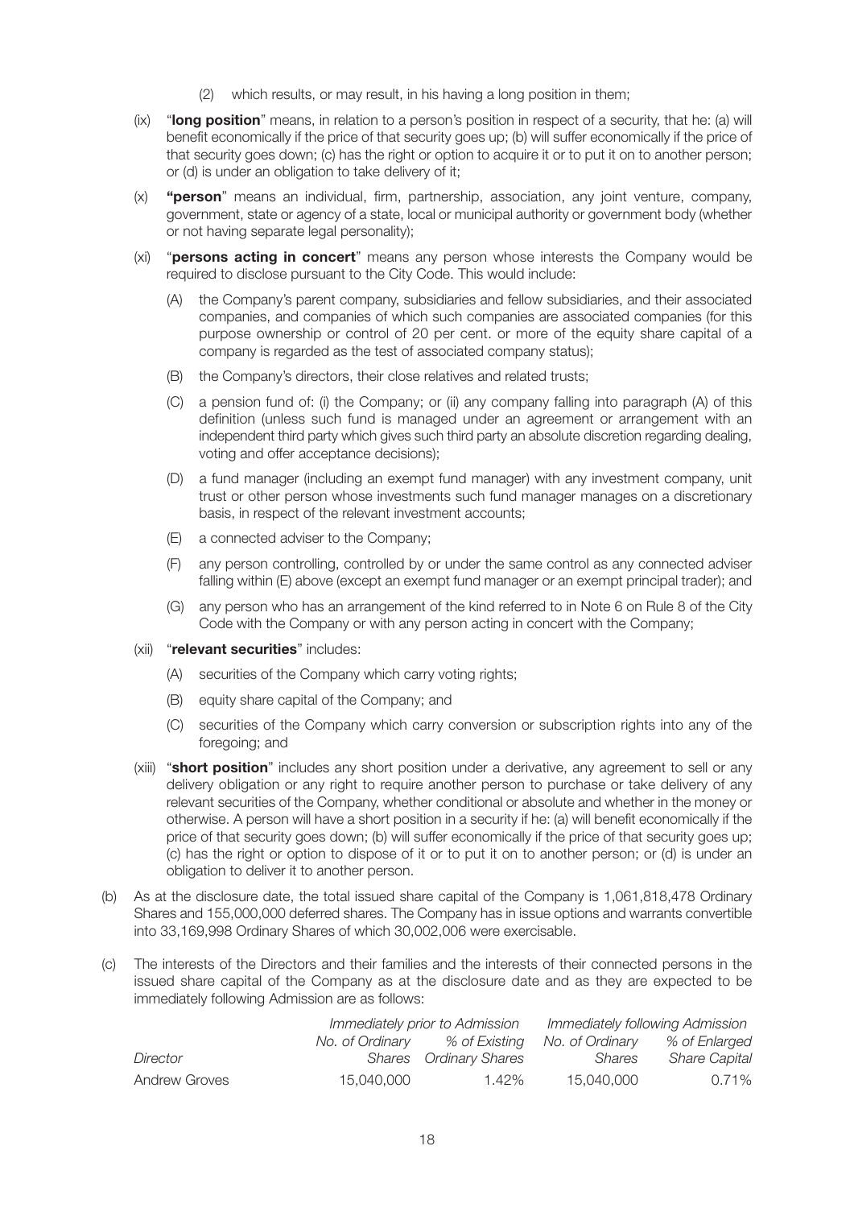(2) which results, or may result, in his having a long position in them;

(ix) "**long position**" means, in relation to a person's position in respect of a security, that he: (a) will benefit economically if the price of that security goes up; (b) will suffer economically if the price of that security goes down; (c) has the right or option to acquire it or to put it on to another person; or (d) is under an obligation to take delivery of it;

(x) **"person"** means an individual, firm, partnership, association, any joint venture, company, government, state or agency of a state, local or municipal authority or government body (whether or not having separate legal personality);

(xi) "**persons acting in concert**" means any person whose interests the Company would be required to disclose pursuant to the City Code. This would include:

(A) the Company's parent company, subsidiaries and fellow subsidiaries, and their associated companies, and companies of which such companies are associated companies (for this purpose ownership or control of 20 per cent. or more of the equity share capital of a company is regarded as the test of associated company status);

(B) the Company's directors, their close relatives and related trusts;

(C) a pension fund of: (i) the Company; or (ii) any company falling into paragraph (A) of this definition (unless such fund is managed under an agreement or arrangement with an independent third party which gives such third party an absolute discretion regarding dealing, voting and offer acceptance decisions);

(D) a fund manager (including an exempt fund manager) with any investment company, unit trust or other person whose investments such fund manager manages on a discretionary basis, in respect of the relevant investment accounts;

(E) a connected adviser to the Company;

(F) any person controlling, controlled by or under the same control as any connected adviser falling within (E) above (except an exempt fund manager or an exempt principal trader); and

(G) any person who has an arrangement of the kind referred to in Note 6 on Rule 8 of the City Code with the Company or with any person acting in concert with the Company;

(xii) "**relevant securities**" includes:

(A) securities of the Company which carry voting rights;

(B) equity share capital of the Company; and

(C) securities of the Company which carry conversion or subscription rights into any of the foregoing; and

(xiii) "**short position**" includes any short position under a derivative, any agreement to sell or any delivery obligation or any right to require another person to purchase or take delivery of any relevant securities of the Company, whether conditional or absolute and whether in the money or otherwise. A person will have a short position in a security if he: (a) will benefit economically if the price of that security goes down; (b) will suffer economically if the price of that security goes up; (c) has the right or option to dispose of it or to put it on to another person; or (d) is under an obligation to deliver it to another person.

(b) As at the disclosure date, the total issued share capital of the Company is 1,061,818,478 Ordinary Shares and 155,000,000 deferred shares. The Company has in issue options and warrants convertible into 33,169,998 Ordinary Shares of which 30,002,006 were exercisable.

(c) The interests of the Directors and their families and the interests of their connected persons in the issued share capital of the Company as at the disclosure date and as they are expected to be immediately following Admission are as follows:

| | *Immediately prior to Admission* | | *Immediately following Admission* | |
|---|---|---|---|---|
| *Director* | *No. of Ordinary Shares* | *% of Existing Ordinary Shares* | *No. of Ordinary Shares* | *% of Enlarged Share Capital* |
| Andrew Groves | 15,040,000 | 1.42% | 15,040,000 | 0.71% |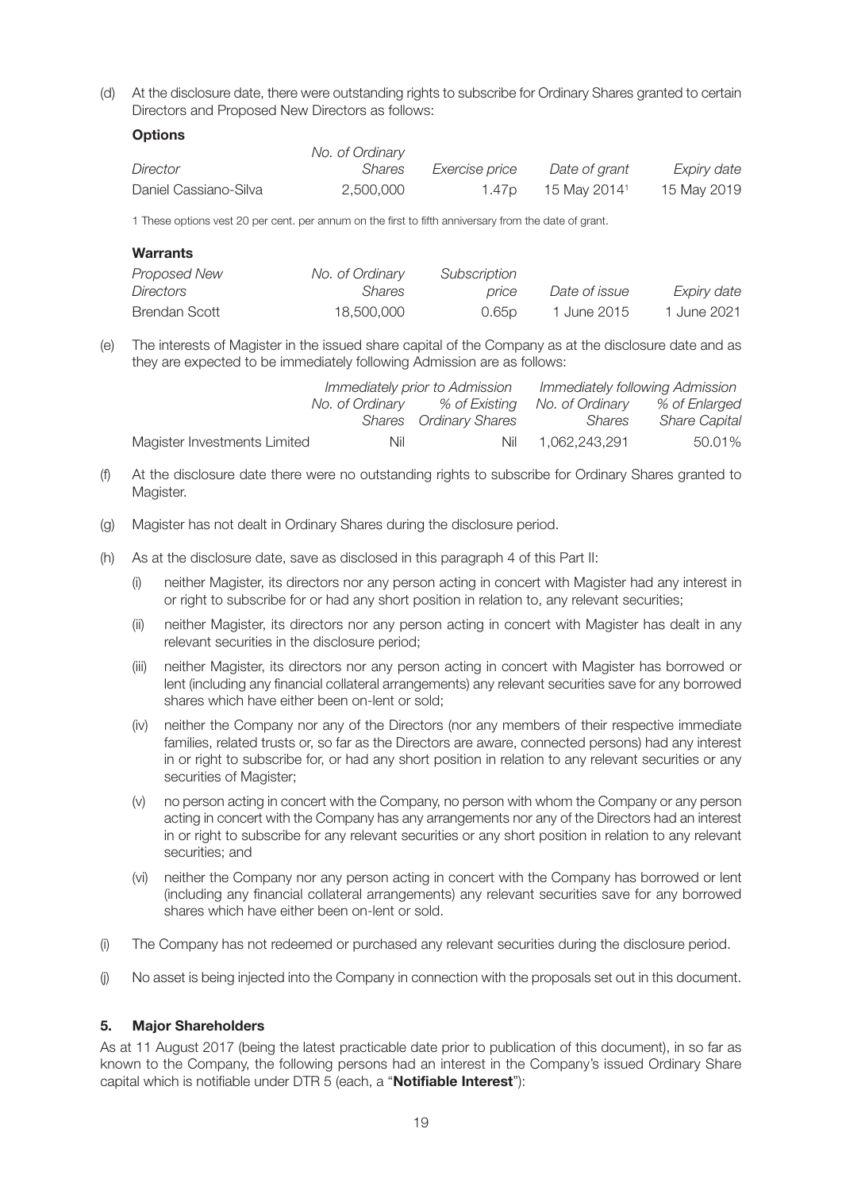(d) At the disclosure date, there were outstanding rights to subscribe for Ordinary Shares granted to certain Directors and Proposed New Directors as follows:

**Options**

| *Director* | *No. of Ordinary Shares* | *Exercise price* | *Date of grant* | *Expiry date* |
|---|---|---|---|---|
| Daniel Cassiano-Silva | 2,500,000 | 1.47p | 15 May 2014[1] | 15 May 2019 |

1 These options vest 20 per cent. per annum on the first to fifth anniversary from the date of grant.

**Warrants**

| *Proposed New Directors* | *No. of Ordinary Shares* | *Subscription price* | *Date of issue* | *Expiry date* |
|---|---|---|---|---|
| Brendan Scott | 18,500,000 | 0.65p | 1 June 2015 | 1 June 2021 |

(e) The interests of Magister in the issued share capital of the Company as at the disclosure date and as they are expected to be immediately following Admission are as follows:

| | *Immediately prior to Admission* | | *Immediately following Admission* | |
|---|---|---|---|---|
| | *No. of Ordinary Shares* | *% of Existing Ordinary Shares* | *No. of Ordinary Shares* | *% of Enlarged Share Capital* |
| Magister Investments Limited | Nil | Nil | 1,062,243,291 | 50.01% |

(f) At the disclosure date there were no outstanding rights to subscribe for Ordinary Shares granted to Magister.

(g) Magister has not dealt in Ordinary Shares during the disclosure period.

(h) As at the disclosure date, save as disclosed in this paragraph 4 of this Part II:

(i) neither Magister, its directors nor any person acting in concert with Magister had any interest in or right to subscribe for or had any short position in relation to, any relevant securities;

(ii) neither Magister, its directors nor any person acting in concert with Magister has dealt in any relevant securities in the disclosure period;

(iii) neither Magister, its directors nor any person acting in concert with Magister has borrowed or lent (including any financial collateral arrangements) any relevant securities save for any borrowed shares which have either been on-lent or sold;

(iv) neither the Company nor any of the Directors (nor any members of their respective immediate families, related trusts or, so far as the Directors are aware, connected persons) had any interest in or right to subscribe for, or had any short position in relation to any relevant securities or any securities of Magister;

(v) no person acting in concert with the Company, no person with whom the Company or any person acting in concert with the Company has any arrangements nor any of the Directors had an interest in or right to subscribe for any relevant securities or any short position in relation to any relevant securities; and

(vi) neither the Company nor any person acting in concert with the Company has borrowed or lent (including any financial collateral arrangements) any relevant securities save for any borrowed shares which have either been on-lent or sold.

(i) The Company has not redeemed or purchased any relevant securities during the disclosure period.

(j) No asset is being injected into the Company in connection with the proposals set out in this document.

## 5. Major Shareholders

As at 11 August 2017 (being the latest practicable date prior to publication of this document), in so far as known to the Company, the following persons had an interest in the Company's issued Ordinary Share capital which is notifiable under DTR 5 (each, a "**Notifiable Interest**"):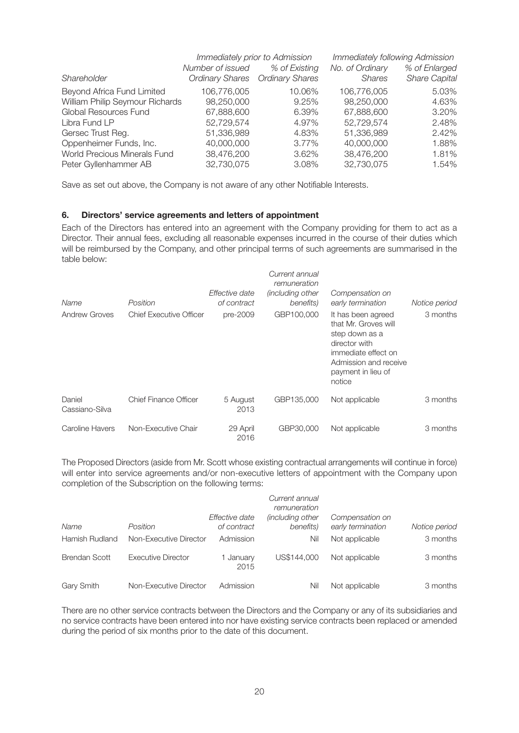| Shareholder | Immediately prior to Admission | | Immediately following Admission | |
|---|---|---|---|---|
| | *Number of issued Ordinary Shares* | *% of Existing Ordinary Shares* | *No. of Ordinary Shares* | *% of Enlarged Share Capital* |
| Beyond Africa Fund Limited | 106,776,005 | 10.06% | 106,776,005 | 5.03% |
| William Philip Seymour Richards | 98,250,000 | 9.25% | 98,250,000 | 4.63% |
| Global Resources Fund | 67,888,600 | 6.39% | 67,888,600 | 3.20% |
| Libra Fund LP | 52,729,574 | 4.97% | 52,729,574 | 2.48% |
| Gersec Trust Reg. | 51,336,989 | 4.83% | 51,336,989 | 2.42% |
| Oppenheimer Funds, Inc. | 40,000,000 | 3.77% | 40,000,000 | 1.88% |
| World Precious Minerals Fund | 38,476,200 | 3.62% | 38,476,200 | 1.81% |
| Peter Gyllenhammer AB | 32,730,075 | 3.08% | 32,730,075 | 1.54% |

Save as set out above, the Company is not aware of any other Notifiable Interests.

## 6. Directors' service agreements and letters of appointment

Each of the Directors has entered into an agreement with the Company providing for them to act as a Director. Their annual fees, excluding all reasonable expenses incurred in the course of their duties which will be reimbursed by the Company, and other principal terms of such agreements are summarised in the table below:

| *Name* | *Position* | *Effective date of contract* | *Current annual remuneration (including other benefits)* | *Compensation on early termination* | *Notice period* |
|---|---|---|---|---|---|
| Andrew Groves | Chief Executive Officer | pre-2009 | GBP100,000 | It has been agreed that Mr. Groves will step down as a director with immediate effect on Admission and receive payment in lieu of notice | 3 months |
| Daniel Cassiano-Silva | Chief Finance Officer | 5 August 2013 | GBP135,000 | Not applicable | 3 months |
| Caroline Havers | Non-Executive Chair | 29 April 2016 | GBP30,000 | Not applicable | 3 months |

The Proposed Directors (aside from Mr. Scott whose existing contractual arrangements will continue in force) will enter into service agreements and/or non-executive letters of appointment with the Company upon completion of the Subscription on the following terms:

| *Name* | *Position* | *Effective date of contract* | *Current annual remuneration (including other benefits)* | *Compensation on early termination* | *Notice period* |
|---|---|---|---|---|---|
| Hamish Rudland | Non-Executive Director | Admission | Nil | Not applicable | 3 months |
| Brendan Scott | Executive Director | 1 January 2015 | US$144,000 | Not applicable | 3 months |
| Gary Smith | Non-Executive Director | Admission | Nil | Not applicable | 3 months |

There are no other service contracts between the Directors and the Company or any of its subsidiaries and no service contracts have been entered into nor have existing service contracts been replaced or amended during the period of six months prior to the date of this document.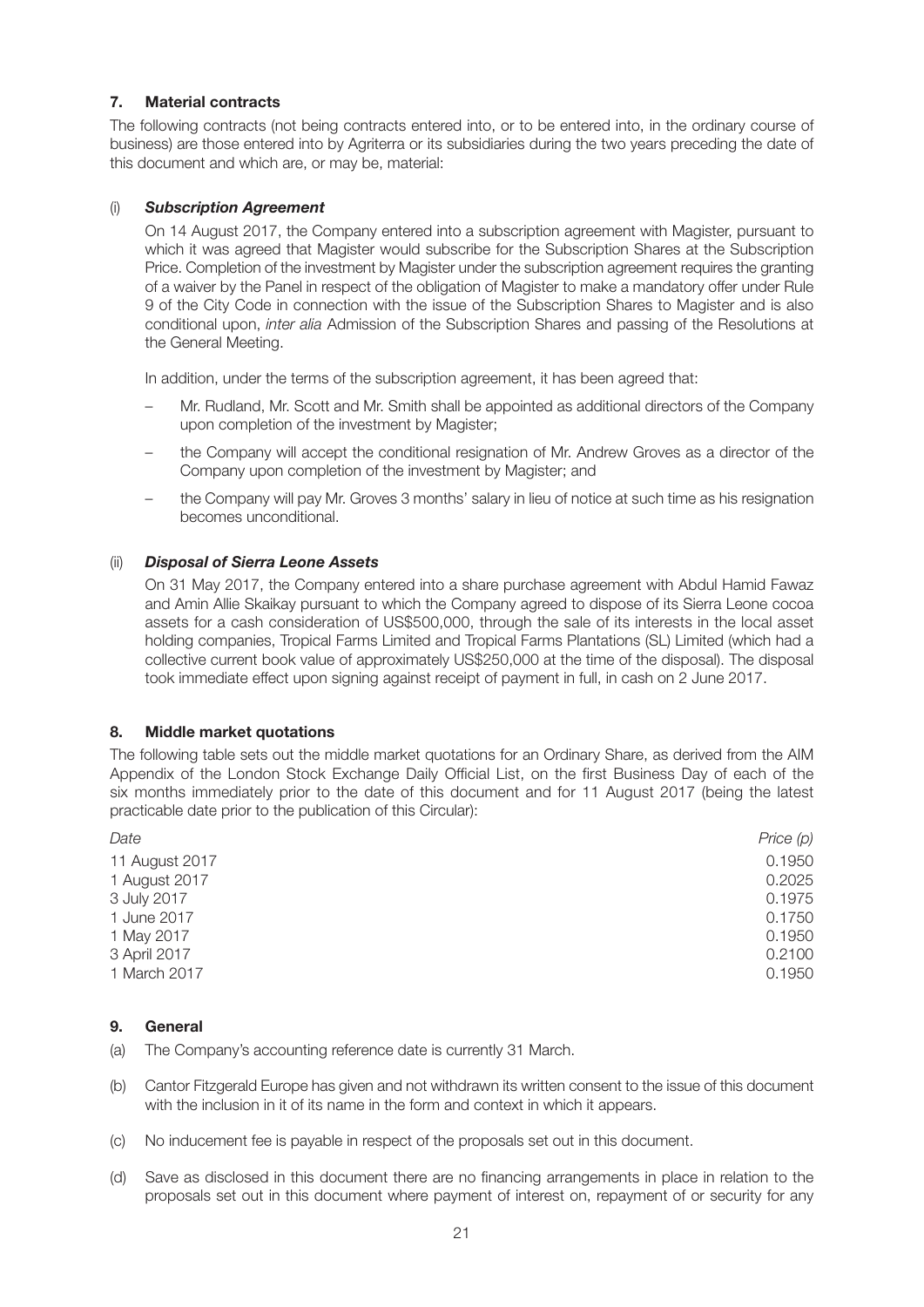## 7. Material contracts

The following contracts (not being contracts entered into, or to be entered into, in the ordinary course of business) are those entered into by Agriterra or its subsidiaries during the two years preceding the date of this document and which are, or may be, material:

(i) ***Subscription Agreement***

On 14 August 2017, the Company entered into a subscription agreement with Magister, pursuant to which it was agreed that Magister would subscribe for the Subscription Shares at the Subscription Price. Completion of the investment by Magister under the subscription agreement requires the granting of a waiver by the Panel in respect of the obligation of Magister to make a mandatory offer under Rule 9 of the City Code in connection with the issue of the Subscription Shares to Magister and is also conditional upon, *inter alia* Admission of the Subscription Shares and passing of the Resolutions at the General Meeting.

In addition, under the terms of the subscription agreement, it has been agreed that:

- Mr. Rudland, Mr. Scott and Mr. Smith shall be appointed as additional directors of the Company upon completion of the investment by Magister;
- the Company will accept the conditional resignation of Mr. Andrew Groves as a director of the Company upon completion of the investment by Magister; and
- the Company will pay Mr. Groves 3 months' salary in lieu of notice at such time as his resignation becomes unconditional.

(ii) ***Disposal of Sierra Leone Assets***

On 31 May 2017, the Company entered into a share purchase agreement with Abdul Hamid Fawaz and Amin Allie Skaikay pursuant to which the Company agreed to dispose of its Sierra Leone cocoa assets for a cash consideration of US$500,000, through the sale of its interests in the local asset holding companies, Tropical Farms Limited and Tropical Farms Plantations (SL) Limited (which had a collective current book value of approximately US$250,000 at the time of the disposal). The disposal took immediate effect upon signing against receipt of payment in full, in cash on 2 June 2017.

## 8. Middle market quotations

The following table sets out the middle market quotations for an Ordinary Share, as derived from the AIM Appendix of the London Stock Exchange Daily Official List, on the first Business Day of each of the six months immediately prior to the date of this document and for 11 August 2017 (being the latest practicable date prior to the publication of this Circular):

| *Date* | *Price (p)* |
|---|---|
| 11 August 2017 | 0.1950 |
| 1 August 2017 | 0.2025 |
| 3 July 2017 | 0.1975 |
| 1 June 2017 | 0.1750 |
| 1 May 2017 | 0.1950 |
| 3 April 2017 | 0.2100 |
| 1 March 2017 | 0.1950 |

## 9. General

(a) The Company's accounting reference date is currently 31 March.

(b) Cantor Fitzgerald Europe has given and not withdrawn its written consent to the issue of this document with the inclusion in it of its name in the form and context in which it appears.

(c) No inducement fee is payable in respect of the proposals set out in this document.

(d) Save as disclosed in this document there are no financing arrangements in place in relation to the proposals set out in this document where payment of interest on, repayment of or security for any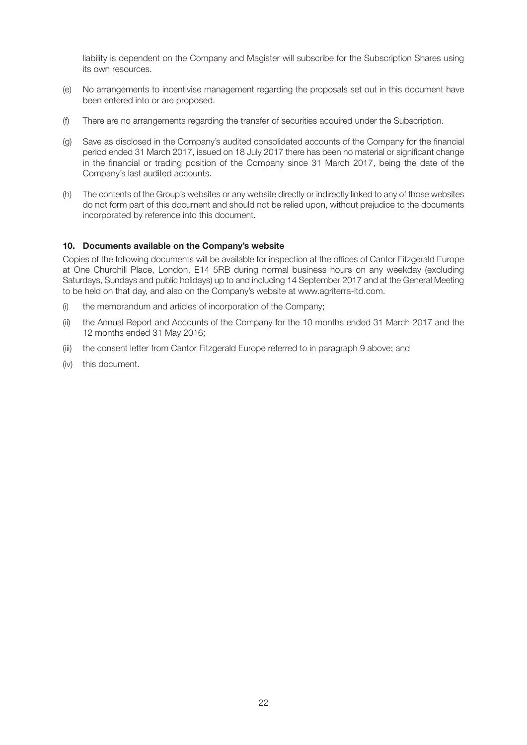liability is dependent on the Company and Magister will subscribe for the Subscription Shares using its own resources.

(e) No arrangements to incentivise management regarding the proposals set out in this document have been entered into or are proposed.

(f) There are no arrangements regarding the transfer of securities acquired under the Subscription.

(g) Save as disclosed in the Company's audited consolidated accounts of the Company for the financial period ended 31 March 2017, issued on 18 July 2017 there has been no material or significant change in the financial or trading position of the Company since 31 March 2017, being the date of the Company's last audited accounts.

(h) The contents of the Group's websites or any website directly or indirectly linked to any of those websites do not form part of this document and should not be relied upon, without prejudice to the documents incorporated by reference into this document.

### 10. Documents available on the Company's website

Copies of the following documents will be available for inspection at the offices of Cantor Fitzgerald Europe at One Churchill Place, London, E14 5RB during normal business hours on any weekday (excluding Saturdays, Sundays and public holidays) up to and including 14 September 2017 and at the General Meeting to be held on that day, and also on the Company's website at www.agriterra-ltd.com.

(i) the memorandum and articles of incorporation of the Company;

(ii) the Annual Report and Accounts of the Company for the 10 months ended 31 March 2017 and the 12 months ended 31 May 2016;

(iii) the consent letter from Cantor Fitzgerald Europe referred to in paragraph 9 above; and

(iv) this document.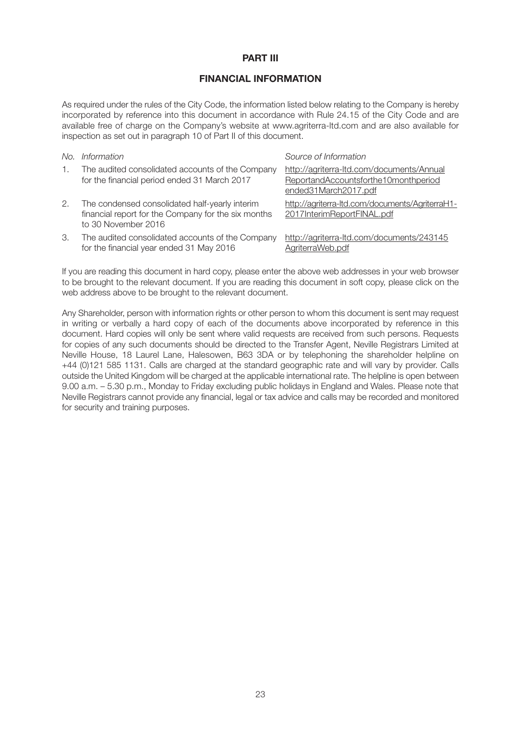# PART III

## FINANCIAL INFORMATION

As required under the rules of the City Code, the information listed below relating to the Company is hereby incorporated by reference into this document in accordance with Rule 24.15 of the City Code and are available free of charge on the Company's website at www.agriterra-ltd.com and are also available for inspection as set out in paragraph 10 of Part II of this document.

| *No.* | *Information* | *Source of Information* |
|---|---|---|
| 1. | The audited consolidated accounts of the Company for the financial period ended 31 March 2017 | http://agriterra-ltd.com/documents/AnnualReportandAccountsforthe10monthperiodended31March2017.pdf |
| 2. | The condensed consolidated half-yearly interim financial report for the Company for the six months to 30 November 2016 | http://agriterra-ltd.com/documents/AgriterraH1-2017InterimReportFINAL.pdf |
| 3. | The audited consolidated accounts of the Company for the financial year ended 31 May 2016 | http://agriterra-ltd.com/documents/243145AgriterraWeb.pdf |

If you are reading this document in hard copy, please enter the above web addresses in your web browser to be brought to the relevant document. If you are reading this document in soft copy, please click on the web address above to be brought to the relevant document.

Any Shareholder, person with information rights or other person to whom this document is sent may request in writing or verbally a hard copy of each of the documents above incorporated by reference in this document. Hard copies will only be sent where valid requests are received from such persons. Requests for copies of any such documents should be directed to the Transfer Agent, Neville Registrars Limited at Neville House, 18 Laurel Lane, Halesowen, B63 3DA or by telephoning the shareholder helpline on +44 (0)121 585 1131. Calls are charged at the standard geographic rate and will vary by provider. Calls outside the United Kingdom will be charged at the applicable international rate. The helpline is open between 9.00 a.m. – 5.30 p.m., Monday to Friday excluding public holidays in England and Wales. Please note that Neville Registrars cannot provide any financial, legal or tax advice and calls may be recorded and monitored for security and training purposes.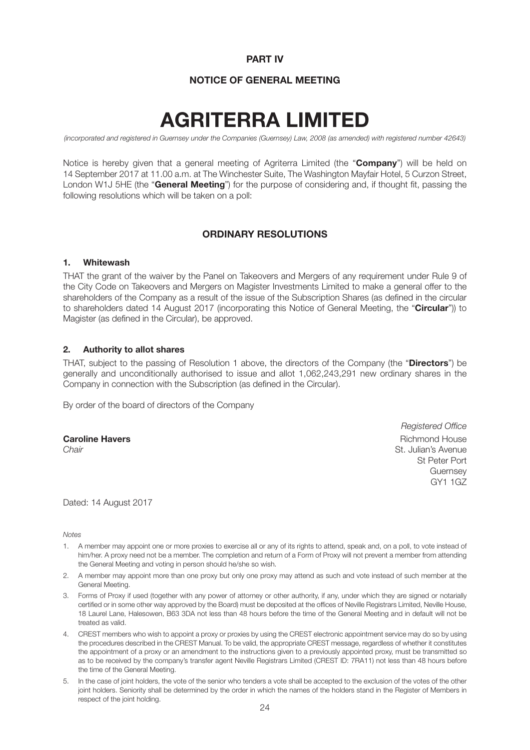## PART IV

## NOTICE OF GENERAL MEETING

# AGRITERRA LIMITED

*(incorporated and registered in Guernsey under the Companies (Guernsey) Law, 2008 (as amended) with registered number 42643)*

Notice is hereby given that a general meeting of Agriterra Limited (the "**Company**") will be held on 14 September 2017 at 11.00 a.m. at The Winchester Suite, The Washington Mayfair Hotel, 5 Curzon Street, London W1J 5HE (the "**General Meeting**") for the purpose of considering and, if thought fit, passing the following resolutions which will be taken on a poll:

## ORDINARY RESOLUTIONS

### 1. Whitewash

THAT the grant of the waiver by the Panel on Takeovers and Mergers of any requirement under Rule 9 of the City Code on Takeovers and Mergers on Magister Investments Limited to make a general offer to the shareholders of the Company as a result of the issue of the Subscription Shares (as defined in the circular to shareholders dated 14 August 2017 (incorporating this Notice of General Meeting, the "**Circular**")) to Magister (as defined in the Circular), be approved.

### 2. Authority to allot shares

THAT, subject to the passing of Resolution 1 above, the directors of the Company (the "**Directors**") be generally and unconditionally authorised to issue and allot 1,062,243,291 new ordinary shares in the Company in connection with the Subscription (as defined in the Circular).

By order of the board of directors of the Company

**Caroline Havers**
*Chair*

*Registered Office*
Richmond House
St. Julian's Avenue
St Peter Port
Guernsey
GY1 1GZ

Dated: 14 August 2017

*Notes*

1. A member may appoint one or more proxies to exercise all or any of its rights to attend, speak and, on a poll, to vote instead of him/her. A proxy need not be a member. The completion and return of a Form of Proxy will not prevent a member from attending the General Meeting and voting in person should he/she so wish.
2. A member may appoint more than one proxy but only one proxy may attend as such and vote instead of such member at the General Meeting.
3. Forms of Proxy if used (together with any power of attorney or other authority, if any, under which they are signed or notarially certified or in some other way approved by the Board) must be deposited at the offices of Neville Registrars Limited, Neville House, 18 Laurel Lane, Halesowen, B63 3DA not less than 48 hours before the time of the General Meeting and in default will not be treated as valid.
4. CREST members who wish to appoint a proxy or proxies by using the CREST electronic appointment service may do so by using the procedures described in the CREST Manual. To be valid, the appropriate CREST message, regardless of whether it constitutes the appointment of a proxy or an amendment to the instructions given to a previously appointed proxy, must be transmitted so as to be received by the company's transfer agent Neville Registrars Limited (CREST ID: 7RA11) not less than 48 hours before the time of the General Meeting.
5. In the case of joint holders, the vote of the senior who tenders a vote shall be accepted to the exclusion of the votes of the other joint holders. Seniority shall be determined by the order in which the names of the holders stand in the Register of Members in respect of the joint holding.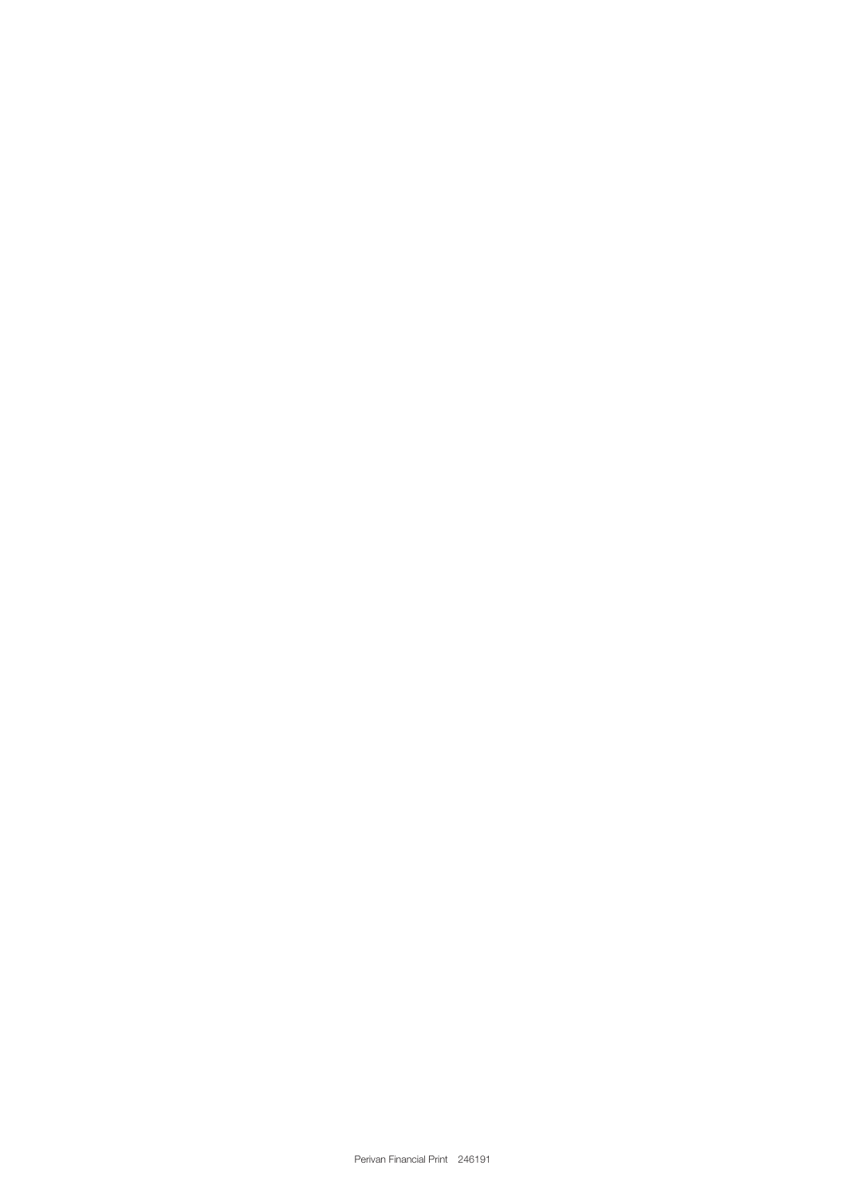Perivan Financial Print 246191